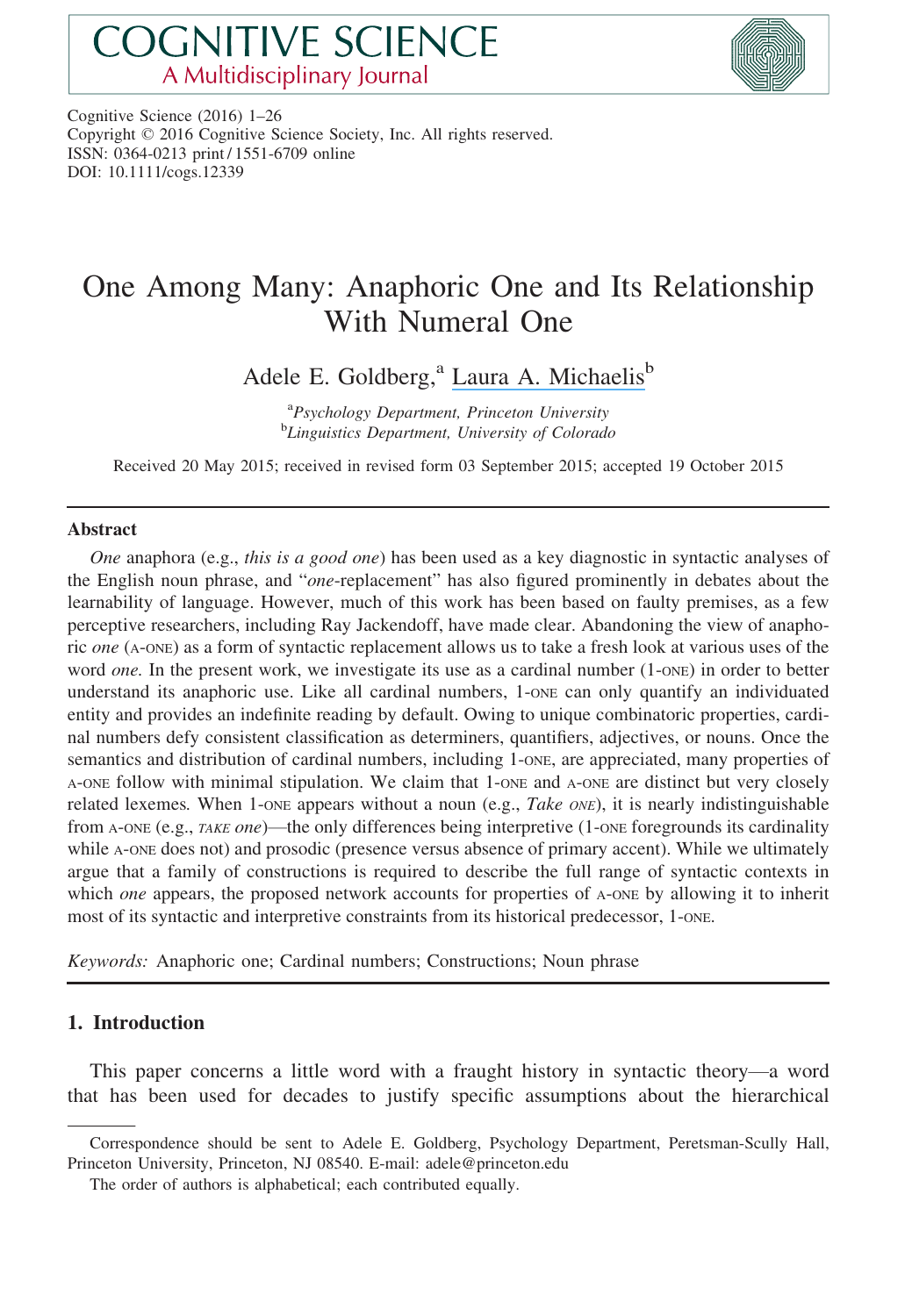COGNITIVE SCIENCE
A Multidisciplinary Journal

Cognitive Science (2016) 1–26
Copyright © 2016 Cognitive Science Society, Inc. All rights reserved.
ISSN: 0364-0213 print / 1551-6709 online
DOI: 10.1111/cogs.12339

# One Among Many: Anaphoric One and Its Relationship With Numeral One

Adele E. Goldberg,[a] Laura A. Michaelis[b]

[a]*Psychology Department, Princeton University*
[b]*Linguistics Department, University of Colorado*

Received 20 May 2015; received in revised form 03 September 2015; accepted 19 October 2015

## Abstract

*One* anaphora (e.g., *this is a good one*) has been used as a key diagnostic in syntactic analyses of the English noun phrase, and "*one*-replacement" has also figured prominently in debates about the learnability of language. However, much of this work has been based on faulty premises, as a few perceptive researchers, including Ray Jackendoff, have made clear. Abandoning the view of anaphoric *one* (A-ONE) as a form of syntactic replacement allows us to take a fresh look at various uses of the word *one*. In the present work, we investigate its use as a cardinal number (1-ONE) in order to better understand its anaphoric use. Like all cardinal numbers, 1-ONE can only quantify an individuated entity and provides an indefinite reading by default. Owing to unique combinatoric properties, cardinal numbers defy consistent classification as determiners, quantifiers, adjectives, or nouns. Once the semantics and distribution of cardinal numbers, including 1-ONE, are appreciated, many properties of A-ONE follow with minimal stipulation. We claim that 1-ONE and A-ONE are distinct but very closely related lexemes. When 1-ONE appears without a noun (e.g., *Take* ONE), it is nearly indistinguishable from A-ONE (e.g., TAKE *one*)—the only differences being interpretive (1-ONE foregrounds its cardinality while A-ONE does not) and prosodic (presence versus absence of primary accent). While we ultimately argue that a family of constructions is required to describe the full range of syntactic contexts in which *one* appears, the proposed network accounts for properties of A-ONE by allowing it to inherit most of its syntactic and interpretive constraints from its historical predecessor, 1-ONE.

*Keywords:* Anaphoric one; Cardinal numbers; Constructions; Noun phrase

## 1. Introduction

This paper concerns a little word with a fraught history in syntactic theory—a word that has been used for decades to justify specific assumptions about the hierarchical

---

Correspondence should be sent to Adele E. Goldberg, Psychology Department, Peretsman-Scully Hall, Princeton University, Princeton, NJ 08540. E-mail: adele@princeton.edu

The order of authors is alphabetical; each contributed equally.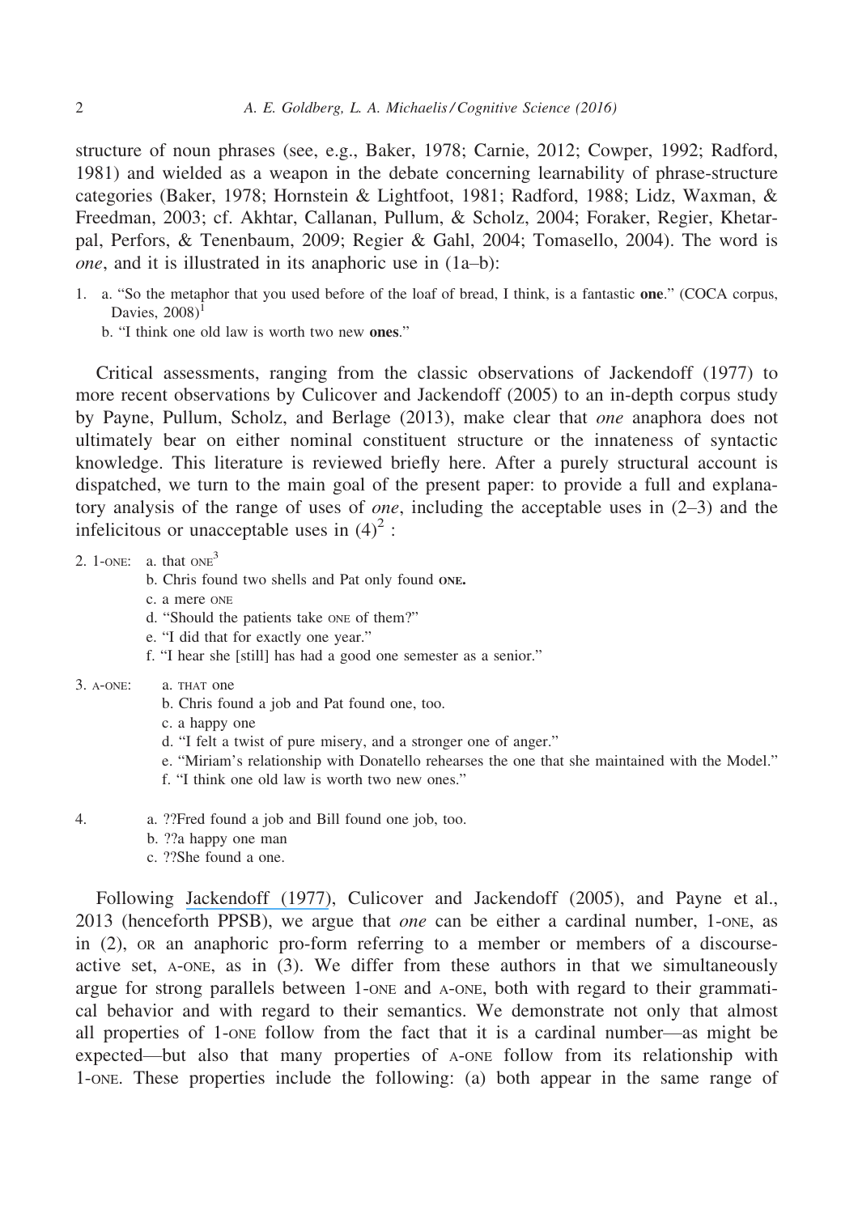structure of noun phrases (see, e.g., Baker, 1978; Carnie, 2012; Cowper, 1992; Radford, 1981) and wielded as a weapon in the debate concerning learnability of phrase-structure categories (Baker, 1978; Hornstein & Lightfoot, 1981; Radford, 1988; Lidz, Waxman, & Freedman, 2003; cf. Akhtar, Callanan, Pullum, & Scholz, 2004; Foraker, Regier, Khetarpal, Perfors, & Tenenbaum, 2009; Regier & Gahl, 2004; Tomasello, 2004). The word is *one*, and it is illustrated in its anaphoric use in (1a–b):

1. a. “So the metaphor that you used before of the loaf of bread, I think, is a fantastic **one**.” (COCA corpus, Davies, 2008)[1]
   b. “I think one old law is worth two new **ones**.”

Critical assessments, ranging from the classic observations of Jackendoff (1977) to more recent observations by Culicover and Jackendoff (2005) to an in-depth corpus study by Payne, Pullum, Scholz, and Berlage (2013), make clear that *one* anaphora does not ultimately bear on either nominal constituent structure or the innateness of syntactic knowledge. This literature is reviewed briefly here. After a purely structural account is dispatched, we turn to the main goal of the present paper: to provide a full and explanatory analysis of the range of uses of *one*, including the acceptable uses in (2–3) and the infelicitous or unacceptable uses in (4)[2] :

2. 1-ONE: a. that ONE[3]
   b. Chris found two shells and Pat only found **ONE.**
   c. a mere ONE
   d. “Should the patients take ONE of them?”
   e. “I did that for exactly one year.”
   f. “I hear she [still] has had a good one semester as a senior.”

3. A-ONE: a. THAT one
   b. Chris found a job and Pat found one, too.
   c. a happy one
   d. “I felt a twist of pure misery, and a stronger one of anger.”
   e. “Miriam’s relationship with Donatello rehearses the one that she maintained with the Model.”
   f. “I think one old law is worth two new ones.”

4. a. ??Fred found a job and Bill found one job, too.
   b. ??a happy one man
   c. ??She found a one.

Following Jackendoff (1977), Culicover and Jackendoff (2005), and Payne et al., 2013 (henceforth PPSB), we argue that *one* can be either a cardinal number, 1-ONE, as in (2), OR an anaphoric pro-form referring to a member or members of a discourse-active set, A-ONE, as in (3). We differ from these authors in that we simultaneously argue for strong parallels between 1-ONE and A-ONE, both with regard to their grammatical behavior and with regard to their semantics. We demonstrate not only that almost all properties of 1-ONE follow from the fact that it is a cardinal number—as might be expected—but also that many properties of A-ONE follow from its relationship with 1-ONE. These properties include the following: (a) both appear in the same range of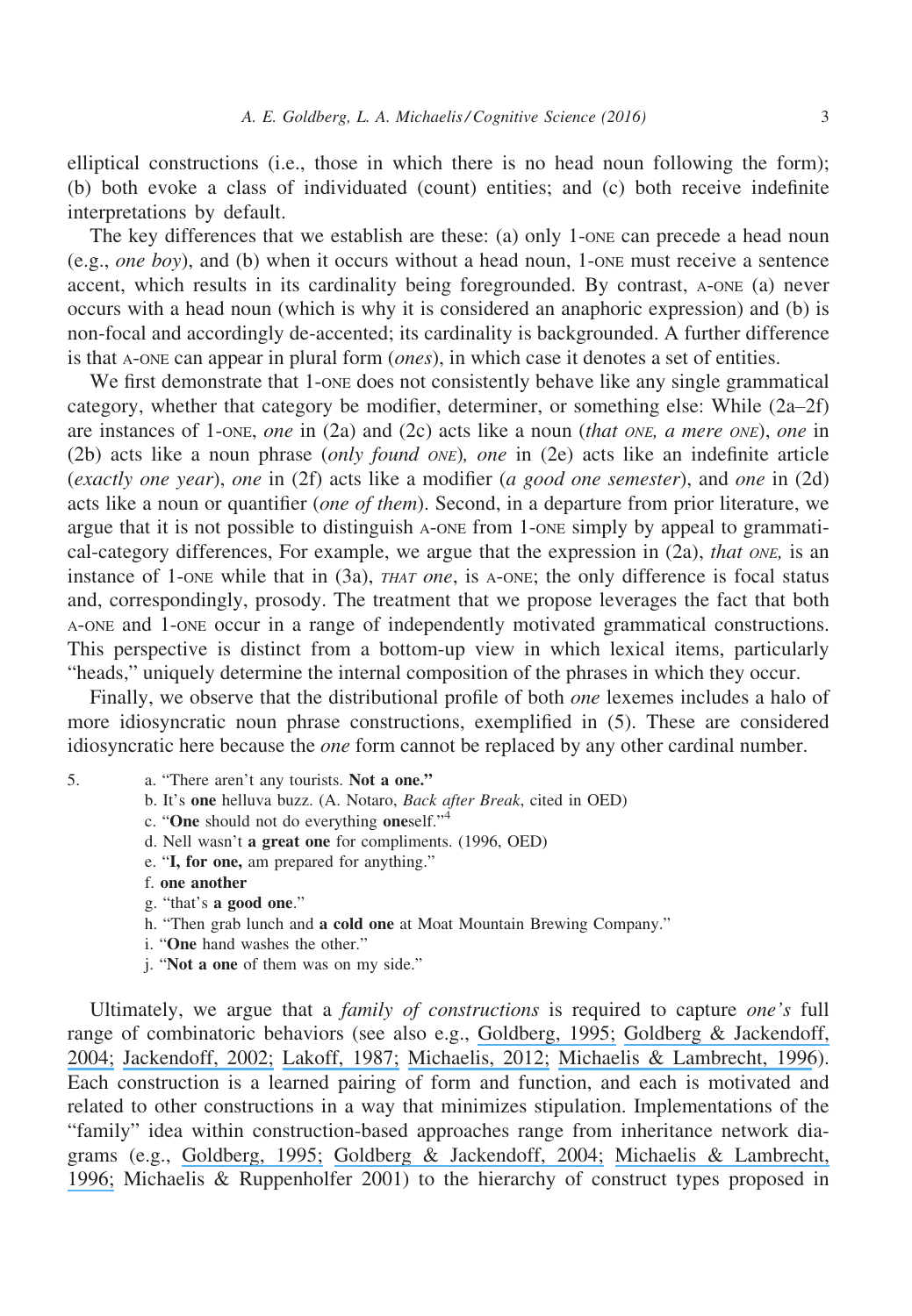elliptical constructions (i.e., those in which there is no head noun following the form); (b) both evoke a class of individuated (count) entities; and (c) both receive indefinite interpretations by default.

The key differences that we establish are these: (a) only 1-ONE can precede a head noun (e.g., *one boy*), and (b) when it occurs without a head noun, 1-ONE must receive a sentence accent, which results in its cardinality being foregrounded. By contrast, A-ONE (a) never occurs with a head noun (which is why it is considered an anaphoric expression) and (b) is non-focal and accordingly de-accented; its cardinality is backgrounded. A further difference is that A-ONE can appear in plural form (*ones*), in which case it denotes a set of entities.

We first demonstrate that 1-ONE does not consistently behave like any single grammatical category, whether that category be modifier, determiner, or something else: While (2a–2f) are instances of 1-ONE, *one* in (2a) and (2c) acts like a noun (*that ONE, a mere ONE*), *one* in (2b) acts like a noun phrase (*only found ONE*), *one* in (2e) acts like an indefinite article (*exactly one year*), *one* in (2f) acts like a modifier (*a good one semester*), and *one* in (2d) acts like a noun or quantifier (*one of them*). Second, in a departure from prior literature, we argue that it is not possible to distinguish A-ONE from 1-ONE simply by appeal to grammatical-category differences, For example, we argue that the expression in (2a), *that ONE,* is an instance of 1-ONE while that in (3a), *THAT one*, is A-ONE; the only difference is focal status and, correspondingly, prosody. The treatment that we propose leverages the fact that both A-ONE and 1-ONE occur in a range of independently motivated grammatical constructions. This perspective is distinct from a bottom-up view in which lexical items, particularly "heads," uniquely determine the internal composition of the phrases in which they occur.

Finally, we observe that the distributional profile of both *one* lexemes includes a halo of more idiosyncratic noun phrase constructions, exemplified in (5). These are considered idiosyncratic here because the *one* form cannot be replaced by any other cardinal number.

5. a. "There aren't any tourists. **Not a one.**"
   b. It's **one** helluva buzz. (A. Notaro, *Back after Break*, cited in OED)
   c. "**One** should not do everything **one**self."[4]
   d. Nell wasn't **a great one** for compliments. (1996, OED)
   e. "**I, for one,** am prepared for anything."
   f. **one another**
   g. "that's **a good one**."
   h. "Then grab lunch and **a cold one** at Moat Mountain Brewing Company."
   i. "**One** hand washes the other."
   j. "**Not a one** of them was on my side."

Ultimately, we argue that a *family of constructions* is required to capture *one's* full range of combinatoric behaviors (see also e.g., Goldberg, 1995; Goldberg & Jackendoff, 2004; Jackendoff, 2002; Lakoff, 1987; Michaelis, 2012; Michaelis & Lambrecht, 1996). Each construction is a learned pairing of form and function, and each is motivated and related to other constructions in a way that minimizes stipulation. Implementations of the "family" idea within construction-based approaches range from inheritance network diagrams (e.g., Goldberg, 1995; Goldberg & Jackendoff, 2004; Michaelis & Lambrecht, 1996; Michaelis & Ruppenholfer 2001) to the hierarchy of construct types proposed in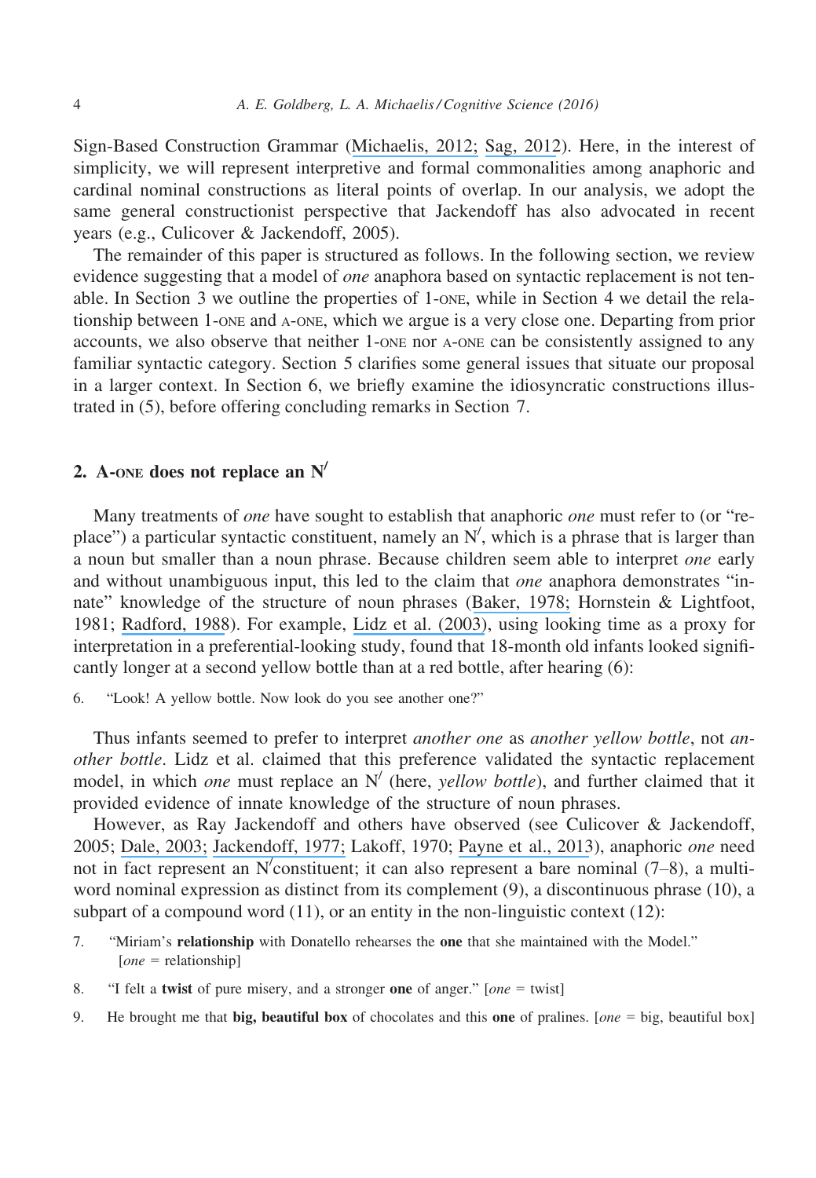Sign-Based Construction Grammar (Michaelis, 2012; Sag, 2012). Here, in the interest of simplicity, we will represent interpretive and formal commonalities among anaphoric and cardinal nominal constructions as literal points of overlap. In our analysis, we adopt the same general constructionist perspective that Jackendoff has also advocated in recent years (e.g., Culicover & Jackendoff, 2005).

The remainder of this paper is structured as follows. In the following section, we review evidence suggesting that a model of *one* anaphora based on syntactic replacement is not tenable. In Section 3 we outline the properties of 1-ONE, while in Section 4 we detail the relationship between 1-ONE and A-ONE, which we argue is a very close one. Departing from prior accounts, we also observe that neither 1-ONE nor A-ONE can be consistently assigned to any familiar syntactic category. Section 5 clarifies some general issues that situate our proposal in a larger context. In Section 6, we briefly examine the idiosyncratic constructions illustrated in (5), before offering concluding remarks in Section 7.

## 2. A-ONE does not replace an N′

Many treatments of *one* have sought to establish that anaphoric *one* must refer to (or "replace") a particular syntactic constituent, namely an N′, which is a phrase that is larger than a noun but smaller than a noun phrase. Because children seem able to interpret *one* early and without unambiguous input, this led to the claim that *one* anaphora demonstrates "innate" knowledge of the structure of noun phrases (Baker, 1978; Hornstein & Lightfoot, 1981; Radford, 1988). For example, Lidz et al. (2003), using looking time as a proxy for interpretation in a preferential-looking study, found that 18-month old infants looked significantly longer at a second yellow bottle than at a red bottle, after hearing (6):

6. "Look! A yellow bottle. Now look do you see another one?"

Thus infants seemed to prefer to interpret *another one* as *another yellow bottle*, not *another bottle*. Lidz et al. claimed that this preference validated the syntactic replacement model, in which *one* must replace an N′ (here, *yellow bottle*), and further claimed that it provided evidence of innate knowledge of the structure of noun phrases.

However, as Ray Jackendoff and others have observed (see Culicover & Jackendoff, 2005; Dale, 2003; Jackendoff, 1977; Lakoff, 1970; Payne et al., 2013), anaphoric *one* need not in fact represent an N′constituent; it can also represent a bare nominal (7–8), a multi-word nominal expression as distinct from its complement (9), a discontinuous phrase (10), a subpart of a compound word (11), or an entity in the non-linguistic context (12):

7. "Miriam's **relationship** with Donatello rehearses the **one** that she maintained with the Model." [*one* = relationship]

8. "I felt a **twist** of pure misery, and a stronger **one** of anger." [*one* = twist]

9. He brought me that **big, beautiful box** of chocolates and this **one** of pralines. [*one* = big, beautiful box]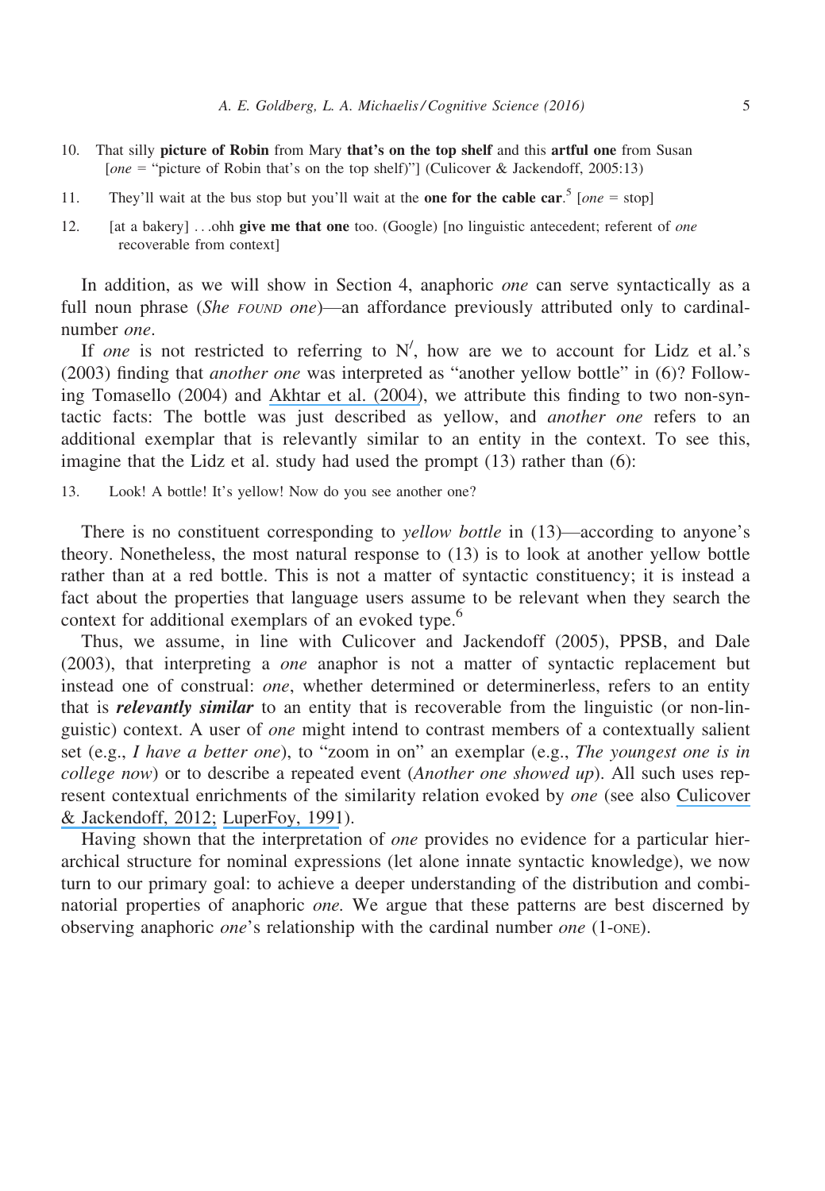10. That silly **picture of Robin** from Mary **that's on the top shelf** and this **artful one** from Susan [*one* = "picture of Robin that's on the top shelf)"] (Culicover & Jackendoff, 2005:13)

11. They'll wait at the bus stop but you'll wait at the **one for the cable car**.[5] [*one* = stop]

12. [at a bakery] ...ohh **give me that one** too. (Google) [no linguistic antecedent; referent of *one* recoverable from context]

In addition, as we will show in Section 4, anaphoric *one* can serve syntactically as a full noun phrase (*She* FOUND *one*)—an affordance previously attributed only to cardinal-number *one*.

If *one* is not restricted to referring to N′, how are we to account for Lidz et al.'s (2003) finding that *another one* was interpreted as "another yellow bottle" in (6)? Following Tomasello (2004) and Akhtar et al. (2004), we attribute this finding to two non-syntactic facts: The bottle was just described as yellow, and *another one* refers to an additional exemplar that is relevantly similar to an entity in the context. To see this, imagine that the Lidz et al. study had used the prompt (13) rather than (6):

13. Look! A bottle! It's yellow! Now do you see another one?

There is no constituent corresponding to *yellow bottle* in (13)—according to anyone's theory. Nonetheless, the most natural response to (13) is to look at another yellow bottle rather than at a red bottle. This is not a matter of syntactic constituency; it is instead a fact about the properties that language users assume to be relevant when they search the context for additional exemplars of an evoked type.[6]

Thus, we assume, in line with Culicover and Jackendoff (2005), PPSB, and Dale (2003), that interpreting a *one* anaphor is not a matter of syntactic replacement but instead one of construal: *one*, whether determined or determinerless, refers to an entity that is ***relevantly similar*** to an entity that is recoverable from the linguistic (or non-linguistic) context. A user of *one* might intend to contrast members of a contextually salient set (e.g., *I have a better one*), to "zoom in on" an exemplar (e.g., *The youngest one is in college now*) or to describe a repeated event (*Another one showed up*). All such uses represent contextual enrichments of the similarity relation evoked by *one* (see also Culicover & Jackendoff, 2012; LuperFoy, 1991).

Having shown that the interpretation of *one* provides no evidence for a particular hierarchical structure for nominal expressions (let alone innate syntactic knowledge), we now turn to our primary goal: to achieve a deeper understanding of the distribution and combinatorial properties of anaphoric *one*. We argue that these patterns are best discerned by observing anaphoric *one*'s relationship with the cardinal number *one* (1-ONE).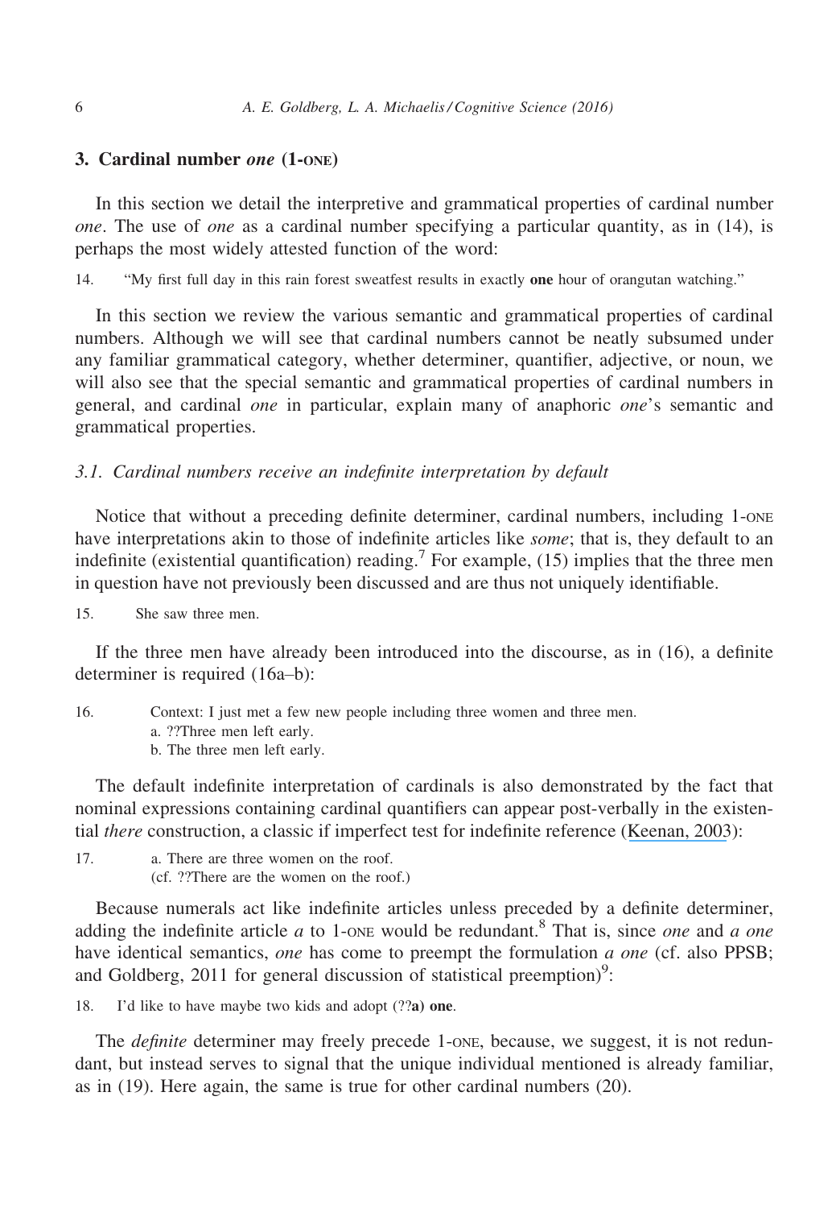## 3. Cardinal number *one* (1-ONE)

In this section we detail the interpretive and grammatical properties of cardinal number *one*. The use of *one* as a cardinal number specifying a particular quantity, as in (14), is perhaps the most widely attested function of the word:

14. "My first full day in this rain forest sweatfest results in exactly **one** hour of orangutan watching."

In this section we review the various semantic and grammatical properties of cardinal numbers. Although we will see that cardinal numbers cannot be neatly subsumed under any familiar grammatical category, whether determiner, quantifier, adjective, or noun, we will also see that the special semantic and grammatical properties of cardinal numbers in general, and cardinal *one* in particular, explain many of anaphoric *one*'s semantic and grammatical properties.

### 3.1. Cardinal numbers receive an indefinite interpretation by default

Notice that without a preceding definite determiner, cardinal numbers, including 1-ONE have interpretations akin to those of indefinite articles like *some*; that is, they default to an indefinite (existential quantification) reading.[7] For example, (15) implies that the three men in question have not previously been discussed and are thus not uniquely identifiable.

15. She saw three men.

If the three men have already been introduced into the discourse, as in (16), a definite determiner is required (16a–b):

16. Context: I just met a few new people including three women and three men.
    a. ??Three men left early.
    b. The three men left early.

The default indefinite interpretation of cardinals is also demonstrated by the fact that nominal expressions containing cardinal quantifiers can appear post-verbally in the existential *there* construction, a classic if imperfect test for indefinite reference (Keenan, 2003):

17. a. There are three women on the roof.
    (cf. ??There are the women on the roof.)

Because numerals act like indefinite articles unless preceded by a definite determiner, adding the indefinite article *a* to 1-ONE would be redundant.[8] That is, since *one* and *a one* have identical semantics, *one* has come to preempt the formulation *a one* (cf. also PPSB; and Goldberg, 2011 for general discussion of statistical preemption)[9]:

18. I'd like to have maybe two kids and adopt (??**a**) **one**.

The *definite* determiner may freely precede 1-ONE, because, we suggest, it is not redundant, but instead serves to signal that the unique individual mentioned is already familiar, as in (19). Here again, the same is true for other cardinal numbers (20).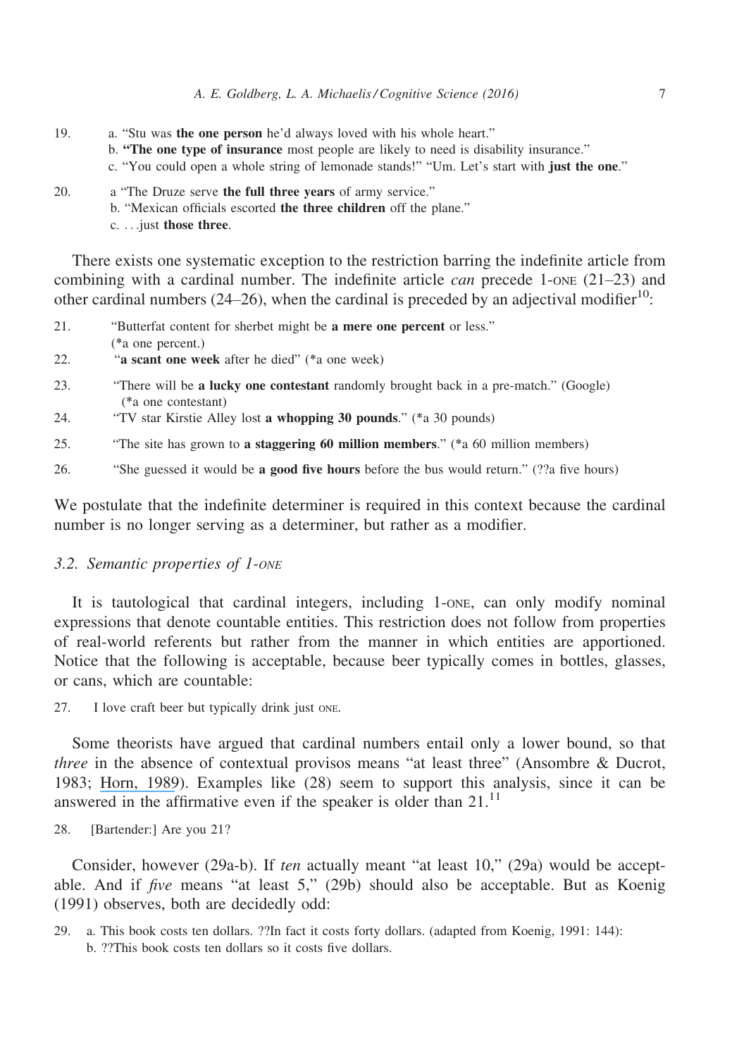19. a. "Stu was **the one person** he'd always loved with his whole heart."
    b. **"The one type of insurance** most people are likely to need is disability insurance."
    c. "You could open a whole string of lemonade stands!" "Um. Let's start with **just the one**."

20. a "The Druze serve **the full three years** of army service."
    b. "Mexican officials escorted **the three children** off the plane."
    c. . . .just **those three**.

There exists one systematic exception to the restriction barring the indefinite article from combining with a cardinal number. The indefinite article *can* precede 1-ONE (21–23) and other cardinal numbers (24–26), when the cardinal is preceded by an adjectival modifier[10]:

21. "Butterfat content for sherbet might be **a mere one percent** or less." (*a one percent.)
22. "**a scant one week** after he died" (*a one week)
23. "There will be **a lucky one contestant** randomly brought back in a pre-match." (Google) (*a one contestant)
24. "TV star Kirstie Alley lost **a whopping 30 pounds**." (*a 30 pounds)
25. "The site has grown to **a staggering 60 million members**." (*a 60 million members)
26. "She guessed it would be **a good five hours** before the bus would return." (??a five hours)

We postulate that the indefinite determiner is required in this context because the cardinal number is no longer serving as a determiner, but rather as a modifier.

### 3.2. Semantic properties of 1-ONE

It is tautological that cardinal integers, including 1-ONE, can only modify nominal expressions that denote countable entities. This restriction does not follow from properties of real-world referents but rather from the manner in which entities are apportioned. Notice that the following is acceptable, because beer typically comes in bottles, glasses, or cans, which are countable:

27. I love craft beer but typically drink just ONE.

Some theorists have argued that cardinal numbers entail only a lower bound, so that *three* in the absence of contextual provisos means "at least three" (Ansombre & Ducrot, 1983; Horn, 1989). Examples like (28) seem to support this analysis, since it can be answered in the affirmative even if the speaker is older than 21.[11]

28. [Bartender:] Are you 21?

Consider, however (29a-b). If *ten* actually meant "at least 10," (29a) would be acceptable. And if *five* means "at least 5," (29b) should also be acceptable. But as Koenig (1991) observes, both are decidedly odd:

29. a. This book costs ten dollars. ??In fact it costs forty dollars. (adapted from Koenig, 1991: 144):
    b. ??This book costs ten dollars so it costs five dollars.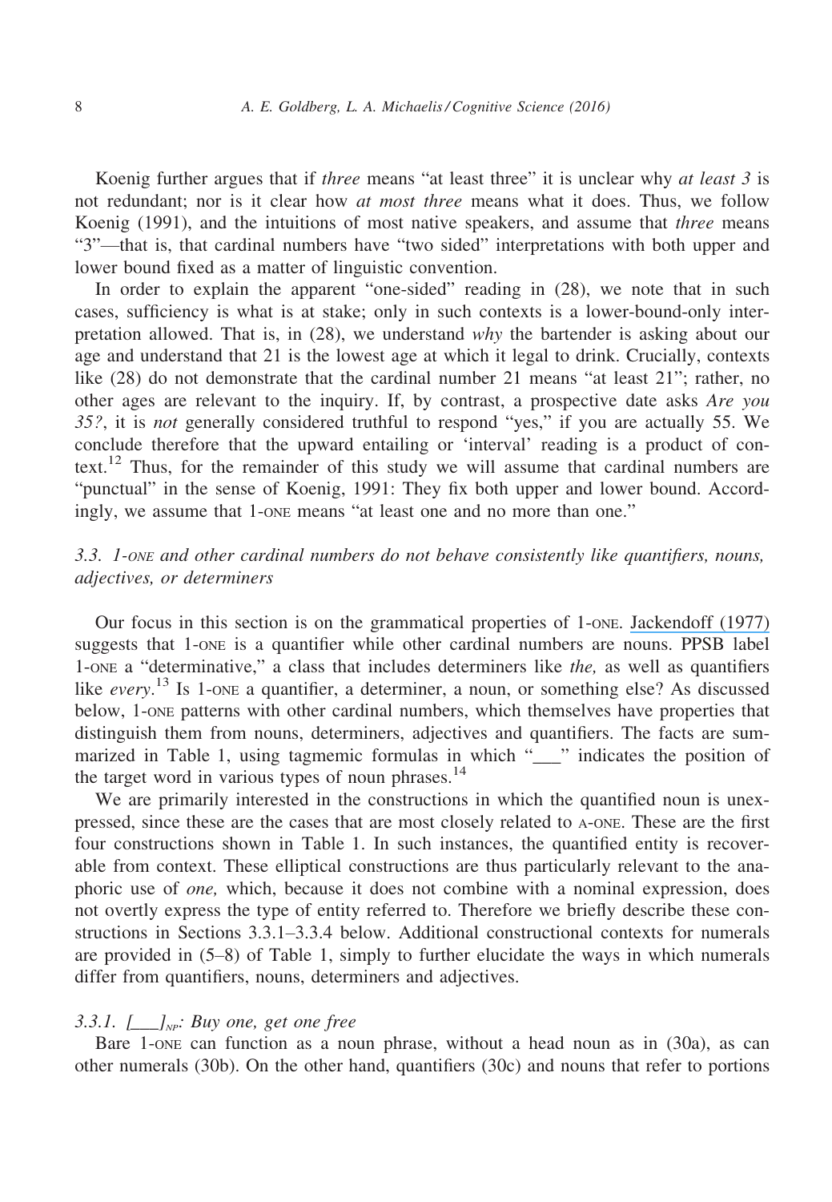Koenig further argues that if *three* means "at least three" it is unclear why *at least 3* is not redundant; nor is it clear how *at most three* means what it does. Thus, we follow Koenig (1991), and the intuitions of most native speakers, and assume that *three* means "3"—that is, that cardinal numbers have "two sided" interpretations with both upper and lower bound fixed as a matter of linguistic convention.

In order to explain the apparent "one-sided" reading in (28), we note that in such cases, sufficiency is what is at stake; only in such contexts is a lower-bound-only interpretation allowed. That is, in (28), we understand *why* the bartender is asking about our age and understand that 21 is the lowest age at which it legal to drink. Crucially, contexts like (28) do not demonstrate that the cardinal number 21 means "at least 21"; rather, no other ages are relevant to the inquiry. If, by contrast, a prospective date asks *Are you 35?*, it is *not* generally considered truthful to respond "yes," if you are actually 55. We conclude therefore that the upward entailing or 'interval' reading is a product of context.[12] Thus, for the remainder of this study we will assume that cardinal numbers are "punctual" in the sense of Koenig, 1991: They fix both upper and lower bound. Accordingly, we assume that 1-ONE means "at least one and no more than one."

### 3.3. *1-ONE and other cardinal numbers do not behave consistently like quantifiers, nouns, adjectives, or determiners*

Our focus in this section is on the grammatical properties of 1-ONE. Jackendoff (1977) suggests that 1-ONE is a quantifier while other cardinal numbers are nouns. PPSB label 1-ONE a "determinative," a class that includes determiners like *the,* as well as quantifiers like *every*.[13] Is 1-ONE a quantifier, a determiner, a noun, or something else? As discussed below, 1-ONE patterns with other cardinal numbers, which themselves have properties that distinguish them from nouns, determiners, adjectives and quantifiers. The facts are summarized in Table 1, using tagmemic formulas in which "___" indicates the position of the target word in various types of noun phrases.[14]

We are primarily interested in the constructions in which the quantified noun is unexpressed, since these are the cases that are most closely related to A-ONE. These are the first four constructions shown in Table 1. In such instances, the quantified entity is recoverable from context. These elliptical constructions are thus particularly relevant to the anaphoric use of *one,* which, because it does not combine with a nominal expression, does not overtly express the type of entity referred to. Therefore we briefly describe these constructions in Sections 3.3.1–3.3.4 below. Additional constructional contexts for numerals are provided in (5–8) of Table 1, simply to further elucidate the ways in which numerals differ from quantifiers, nouns, determiners and adjectives.

#### 3.3.1. *[___]$_{NP}$: Buy one, get one free*

Bare 1-ONE can function as a noun phrase, without a head noun as in (30a), as can other numerals (30b). On the other hand, quantifiers (30c) and nouns that refer to portions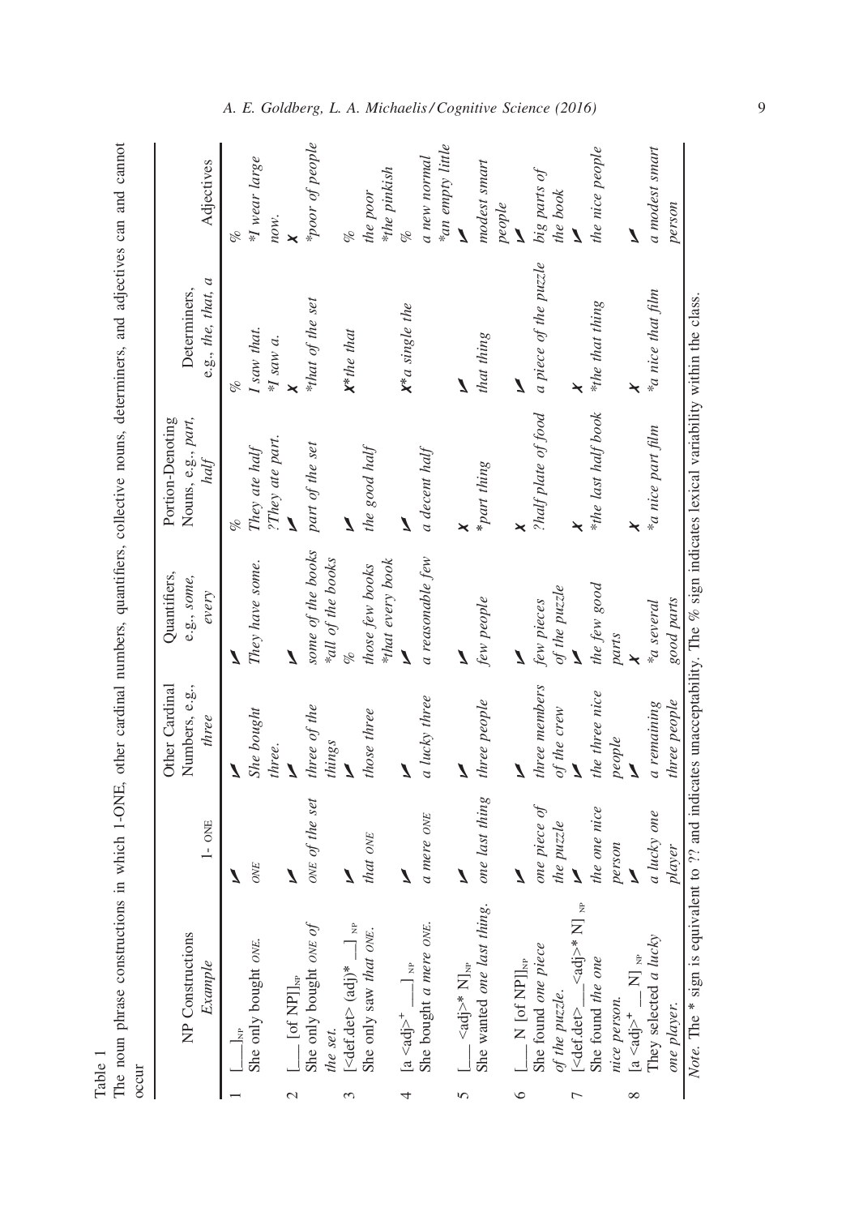Table 1
The noun phrase constructions in which 1-ONE, other cardinal numbers, quantifiers, collective nouns, determiners, and adjectives can and cannot occur

| | NP Constructions *Example* | 1- ONE | Other Cardinal Numbers, e.g., *three* | Quantifiers, e.g., *some, every* | Portion-Denoting Nouns, e.g., *part, half* | Determiners, e.g., *the, that, a* | Adjectives |
|---|---|---|---|---|---|---|---|
| 1 | [___]$_{NP}$ She only bought *ONE.* | ✓ *ONE* | ✓ *She bought three.* | ✓ *They have some.* | % *They ate half* *?They ate part.* | % *I saw that.* *\*I saw a.* | % *\*I wear large now.* |
| 2 | [___ [of NP]]$_{NP}$ She only bought *ONE of the set.* | ✓ *ONE of the set* | ✓ *three of the things* | ✓ *some of the books* *\*all of the books* | ✓ *part of the set* | ✗ *\*that of the set* | ✗ *\*poor of people* |
| 3 | [<def.det> (adj)* ___]$_{NP}$ She only saw *that ONE.* | ✓ *that ONE* | ✓ *those three* | % *those few books* *\*that every book* | ✓ *the good half* | ✗*\*the that* | % *the poor* *\*the pinkish* |
| 4 | [a <adj>$^+$ ___]$_{NP}$ She bought *a mere ONE.* | ✓ *a mere ONE* | ✓ *a lucky three* | ✓ *a reasonable few* | ✓ *a decent half* | ✗*\*a single the* | % *a new normal* *\*an empty little* |
| 5 | [___ <adj>* N]$_{NP}$ She wanted *one last thing.* | ✓ *one last thing* | ✓ *three people* | ✓ *few people* | ✗ *\*part thing* | ✓ *that thing* | ✓ *modest smart people* |
| 6 | [___ N [of NP]]$_{NP}$ She found *one piece of the puzzle.* | ✓ *one piece of the puzzle* | ✓ *three members of the crew* | ✓ *few pieces of the puzzle* | ✗ *?half plate of food* | ✓ *a piece of the puzzle* | ✓ *big parts of the book* |
| 7 | [<def.det> ___ <adj>* N]$_{NP}$ She found *the one nice person.* | ✓ *the one nice person* | ✓ *the three nice people* | ✓ *the few good parts* | ✗ *\*the last half book* | ✗ *\*the that thing* | ✓ *the nice people* |
| 8 | [a <adj>$^+$ ___ N]$_{NP}$ They selected *a lucky one player.* | ✓ *a lucky one player* | ✓ *a remaining three people* | ✗ *\*a several good parts* | ✗ *\*a nice part film* | ✗ *\*a nice that film* | ✓ *a modest smart person* |

*Note.* The * sign is equivalent to ?? and indicates unacceptability. The % sign indicates lexical variability within the class.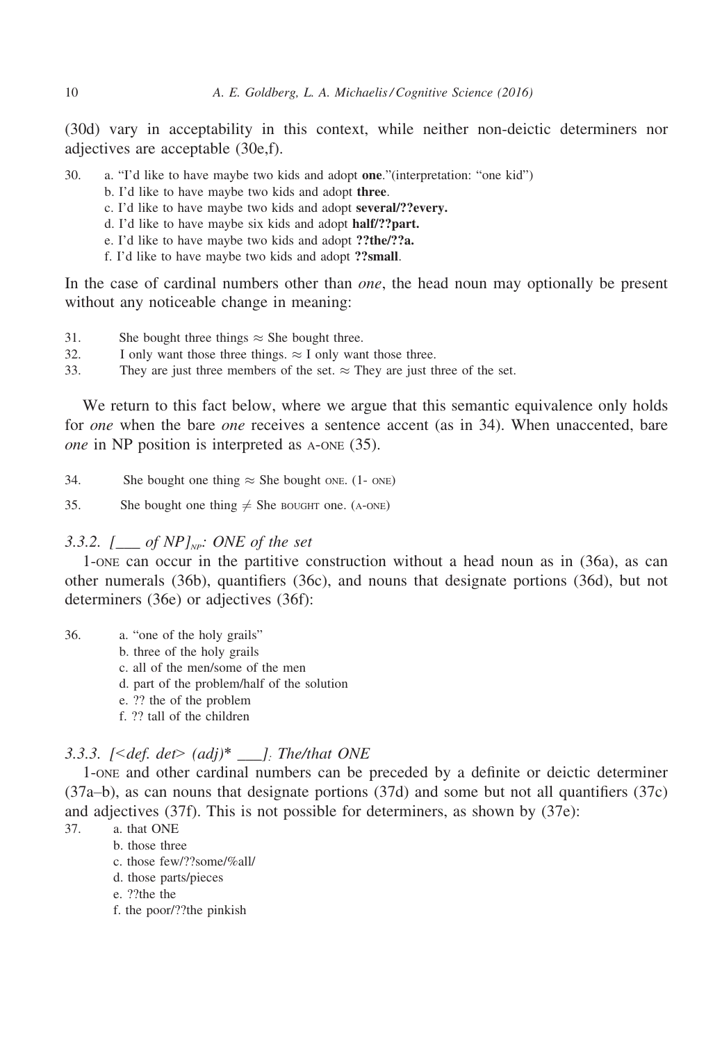(30d) vary in acceptability in this context, while neither non-deictic determiners nor adjectives are acceptable (30e,f).

30. a. "I'd like to have maybe two kids and adopt **one**."(interpretation: "one kid")
    b. I'd like to have maybe two kids and adopt **three**.
    c. I'd like to have maybe two kids and adopt **several/??every.**
    d. I'd like to have maybe six kids and adopt **half/??part.**
    e. I'd like to have maybe two kids and adopt **??the/??a.**
    f. I'd like to have maybe two kids and adopt **??small**.

In the case of cardinal numbers other than *one*, the head noun may optionally be present without any noticeable change in meaning:

31. She bought three things ≈ She bought three.
32. I only want those three things. ≈ I only want those three.
33. They are just three members of the set. ≈ They are just three of the set.

We return to this fact below, where we argue that this semantic equivalence only holds for *one* when the bare *one* receives a sentence accent (as in 34). When unaccented, bare *one* in NP position is interpreted as A-ONE (35).

34. She bought one thing ≈ She bought ONE. (1- ONE)
35. She bought one thing ≠ She BOUGHT one. (A-ONE)

### 3.3.2. [___ of NP]$_{NP}$: ONE of the set

1-ONE can occur in the partitive construction without a head noun as in (36a), as can other numerals (36b), quantifiers (36c), and nouns that designate portions (36d), but not determiners (36e) or adjectives (36f):

36. a. "one of the holy grails"
    b. three of the holy grails
    c. all of the men/some of the men
    d. part of the problem/half of the solution
    e. ?? the of the problem
    f. ?? tall of the children

### 3.3.3. [<def. det> (adj)* ___]: The/that ONE

1-ONE and other cardinal numbers can be preceded by a definite or deictic determiner (37a–b), as can nouns that designate portions (37d) and some but not all quantifiers (37c) and adjectives (37f). This is not possible for determiners, as shown by (37e):

37. a. that ONE
    b. those three
    c. those few/??some/%all/
    d. those parts/pieces
    e. ??the the
    f. the poor/??the pinkish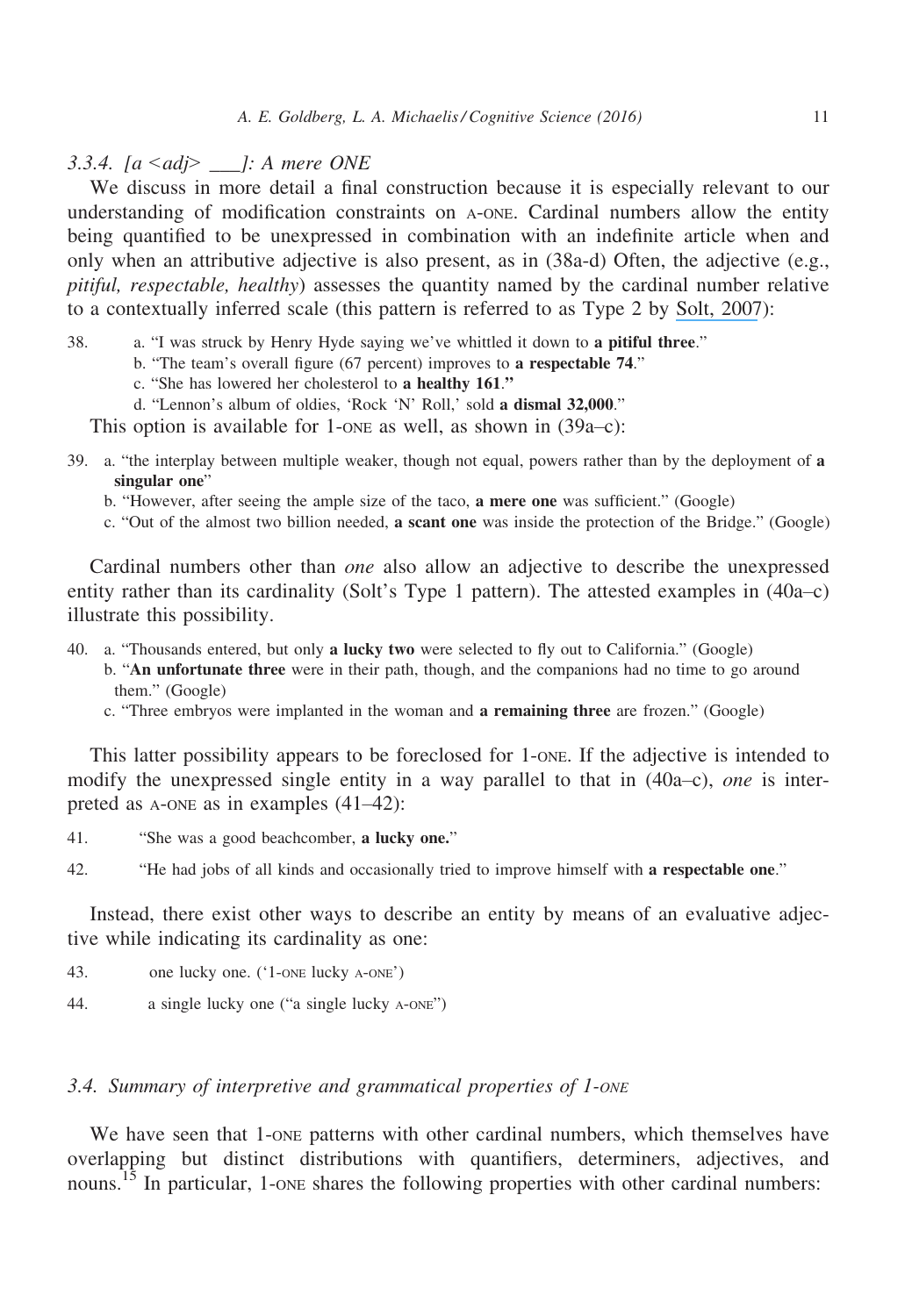### 3.3.4. [a <adj> ___]: A mere ONE

We discuss in more detail a final construction because it is especially relevant to our understanding of modification constraints on A-ONE. Cardinal numbers allow the entity being quantified to be unexpressed in combination with an indefinite article when and only when an attributive adjective is also present, as in (38a-d) Often, the adjective (e.g., *pitiful, respectable, healthy*) assesses the quantity named by the cardinal number relative to a contextually inferred scale (this pattern is referred to as Type 2 by Solt, 2007):

38. a. "I was struck by Henry Hyde saying we've whittled it down to **a pitiful three**."
    b. "The team's overall figure (67 percent) improves to **a respectable 74**."
    c. "She has lowered her cholesterol to **a healthy 161."**
    d. "Lennon's album of oldies, 'Rock 'N' Roll,' sold **a dismal 32,000**."

This option is available for 1-ONE as well, as shown in (39a–c):

39. a. "the interplay between multiple weaker, though not equal, powers rather than by the deployment of **a singular one**"
    b. "However, after seeing the ample size of the taco, **a mere one** was sufficient." (Google)
    c. "Out of the almost two billion needed, **a scant one** was inside the protection of the Bridge." (Google)

Cardinal numbers other than *one* also allow an adjective to describe the unexpressed entity rather than its cardinality (Solt's Type 1 pattern). The attested examples in (40a–c) illustrate this possibility.

40. a. "Thousands entered, but only **a lucky two** were selected to fly out to California." (Google)
    b. "**An unfortunate three** were in their path, though, and the companions had no time to go around them." (Google)
    c. "Three embryos were implanted in the woman and **a remaining three** are frozen." (Google)

This latter possibility appears to be foreclosed for 1-ONE. If the adjective is intended to modify the unexpressed single entity in a way parallel to that in (40a–c), *one* is interpreted as A-ONE as in examples (41–42):

41. "She was a good beachcomber, **a lucky one.**"

42. "He had jobs of all kinds and occasionally tried to improve himself with **a respectable one**."

Instead, there exist other ways to describe an entity by means of an evaluative adjective while indicating its cardinality as one:

43. one lucky one. ('1-ONE lucky A-ONE')

44. a single lucky one ("a single lucky A-ONE")

## 3.4. Summary of interpretive and grammatical properties of 1-ONE

We have seen that 1-ONE patterns with other cardinal numbers, which themselves have overlapping but distinct distributions with quantifiers, determiners, adjectives, and nouns.[15] In particular, 1-ONE shares the following properties with other cardinal numbers: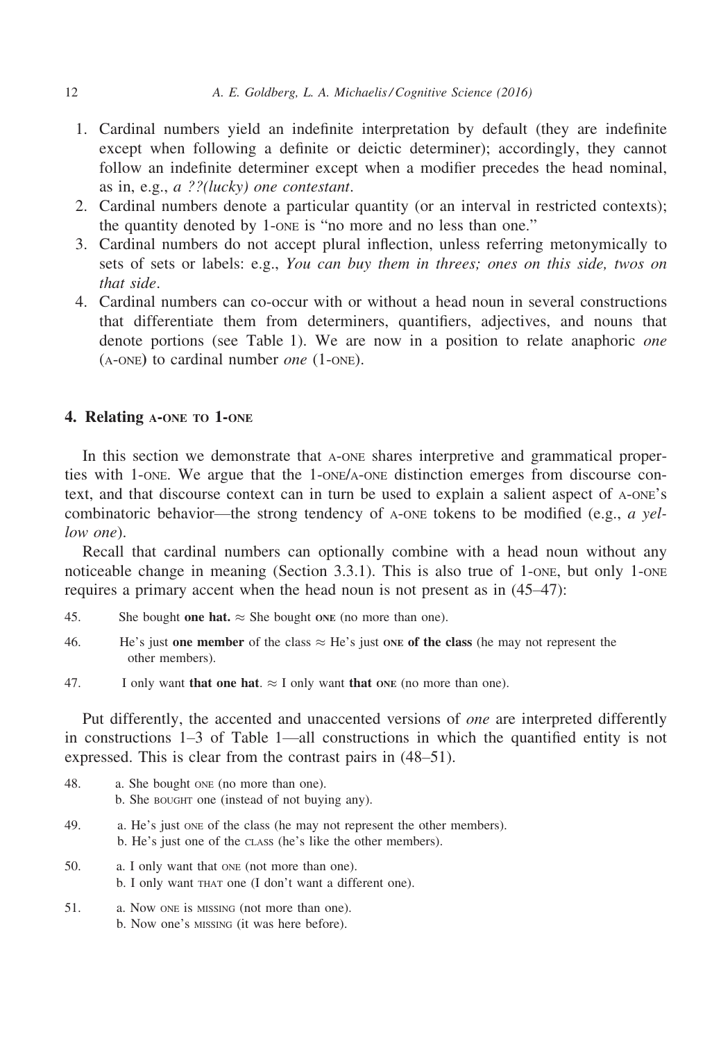1. Cardinal numbers yield an indefinite interpretation by default (they are indefinite except when following a definite or deictic determiner); accordingly, they cannot follow an indefinite determiner except when a modifier precedes the head nominal, as in, e.g., *a ??(lucky) one contestant*.
2. Cardinal numbers denote a particular quantity (or an interval in restricted contexts); the quantity denoted by 1-ONE is "no more and no less than one."
3. Cardinal numbers do not accept plural inflection, unless referring metonymically to sets of sets or labels: e.g., *You can buy them in threes; ones on this side, twos on that side*.
4. Cardinal numbers can co-occur with or without a head noun in several constructions that differentiate them from determiners, quantifiers, adjectives, and nouns that denote portions (see Table 1). We are now in a position to relate anaphoric *one* (A-ONE) to cardinal number *one* (1-ONE).

## 4. Relating A-ONE to 1-ONE

In this section we demonstrate that A-ONE shares interpretive and grammatical properties with 1-ONE. We argue that the 1-ONE/A-ONE distinction emerges from discourse context, and that discourse context can in turn be used to explain a salient aspect of A-ONE's combinatoric behavior—the strong tendency of A-ONE tokens to be modified (e.g., *a yellow one*).

Recall that cardinal numbers can optionally combine with a head noun without any noticeable change in meaning (Section 3.3.1). This is also true of 1-ONE, but only 1-ONE requires a primary accent when the head noun is not present as in (45–47):

45. She bought **one hat.** ≈ She bought **ONE** (no more than one).

46. He's just **one member** of the class ≈ He's just **ONE of the class** (he may not represent the other members).

47. I only want **that one hat**. ≈ I only want **that ONE** (no more than one).

Put differently, the accented and unaccented versions of *one* are interpreted differently in constructions 1–3 of Table 1—all constructions in which the quantified entity is not expressed. This is clear from the contrast pairs in (48–51).

48. a. She bought ONE (no more than one).
    b. She BOUGHT one (instead of not buying any).

49. a. He's just ONE of the class (he may not represent the other members).
    b. He's just one of the CLASS (he's like the other members).

50. a. I only want that ONE (not more than one).
    b. I only want THAT one (I don't want a different one).

51. a. Now ONE is MISSING (not more than one).
    b. Now one's MISSING (it was here before).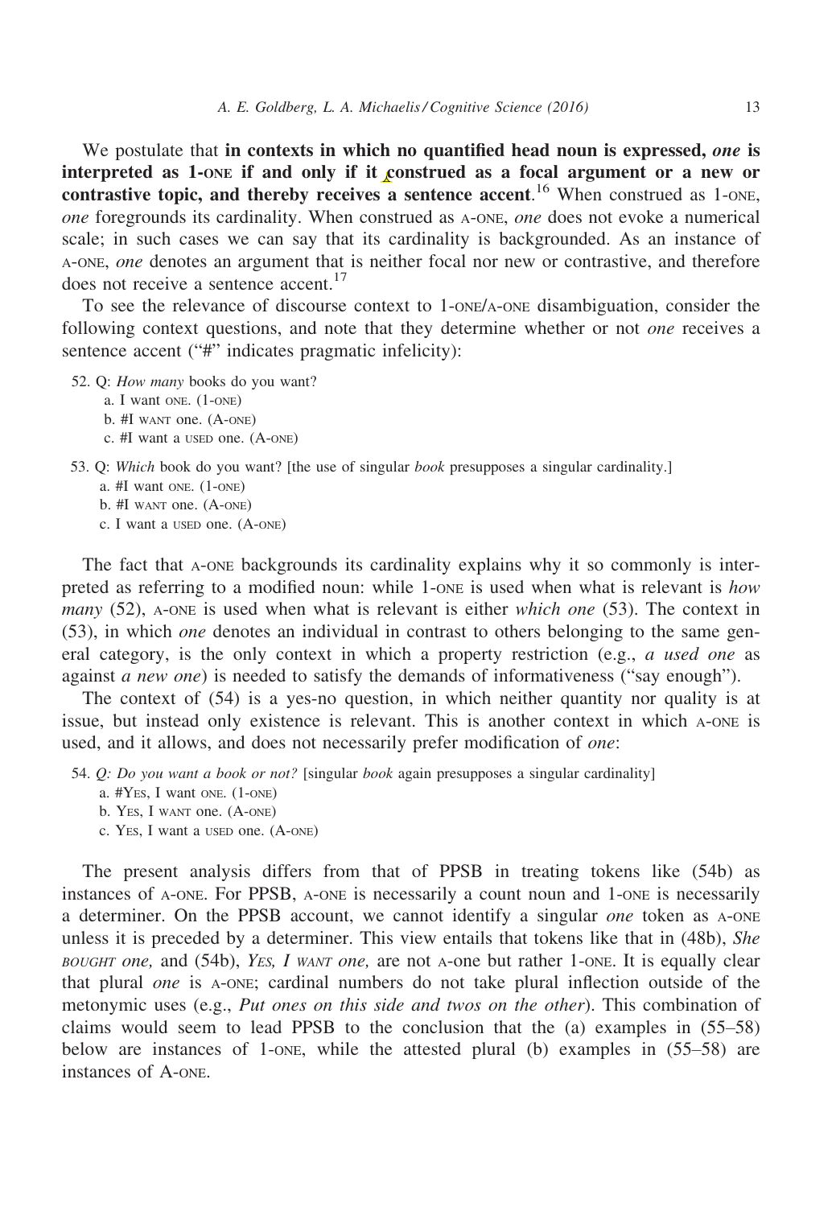We postulate that **in contexts in which no quantified head noun is expressed, *one* is interpreted as 1-ONE if and only if it construed as a focal argument or a new or contrastive topic, and thereby receives a sentence accent**.[16] When construed as 1-ONE, *one* foregrounds its cardinality. When construed as A-ONE, *one* does not evoke a numerical scale; in such cases we can say that its cardinality is backgrounded. As an instance of A-ONE, *one* denotes an argument that is neither focal nor new or contrastive, and therefore does not receive a sentence accent.[17]

To see the relevance of discourse context to 1-ONE/A-ONE disambiguation, consider the following context questions, and note that they determine whether or not *one* receives a sentence accent ("#" indicates pragmatic infelicity):

52. Q: *How many* books do you want?
    a. I want ONE. (1-ONE)
    b. #I WANT one. (A-ONE)
    c. #I want a USED one. (A-ONE)

53. Q: *Which* book do you want? [the use of singular *book* presupposes a singular cardinality.]
    a. #I want ONE. (1-ONE)
    b. #I WANT one. (A-ONE)
    c. I want a USED one. (A-ONE)

The fact that A-ONE backgrounds its cardinality explains why it so commonly is interpreted as referring to a modified noun: while 1-ONE is used when what is relevant is *how many* (52), A-ONE is used when what is relevant is either *which one* (53). The context in (53), in which *one* denotes an individual in contrast to others belonging to the same general category, is the only context in which a property restriction (e.g., *a used one* as against *a new one*) is needed to satisfy the demands of informativeness ("say enough").

The context of (54) is a yes-no question, in which neither quantity nor quality is at issue, but instead only existence is relevant. This is another context in which A-ONE is used, and it allows, and does not necessarily prefer modification of *one*:

54. *Q: Do you want a book or not?* [singular *book* again presupposes a singular cardinality]
    a. #YES, I want ONE. (1-ONE)
    b. YES, I WANT one. (A-ONE)
    c. YES, I want a USED one. (A-ONE)

The present analysis differs from that of PPSB in treating tokens like (54b) as instances of A-ONE. For PPSB, A-ONE is necessarily a count noun and 1-ONE is necessarily a determiner. On the PPSB account, we cannot identify a singular *one* token as A-ONE unless it is preceded by a determiner. This view entails that tokens like that in (48b), *She BOUGHT one,* and (54b), *YES, I WANT one,* are not A-one but rather 1-ONE. It is equally clear that plural *one* is A-ONE; cardinal numbers do not take plural inflection outside of the metonymic uses (e.g., *Put ones on this side and twos on the other*). This combination of claims would seem to lead PPSB to the conclusion that the (a) examples in (55–58) below are instances of 1-ONE, while the attested plural (b) examples in (55–58) are instances of A-ONE.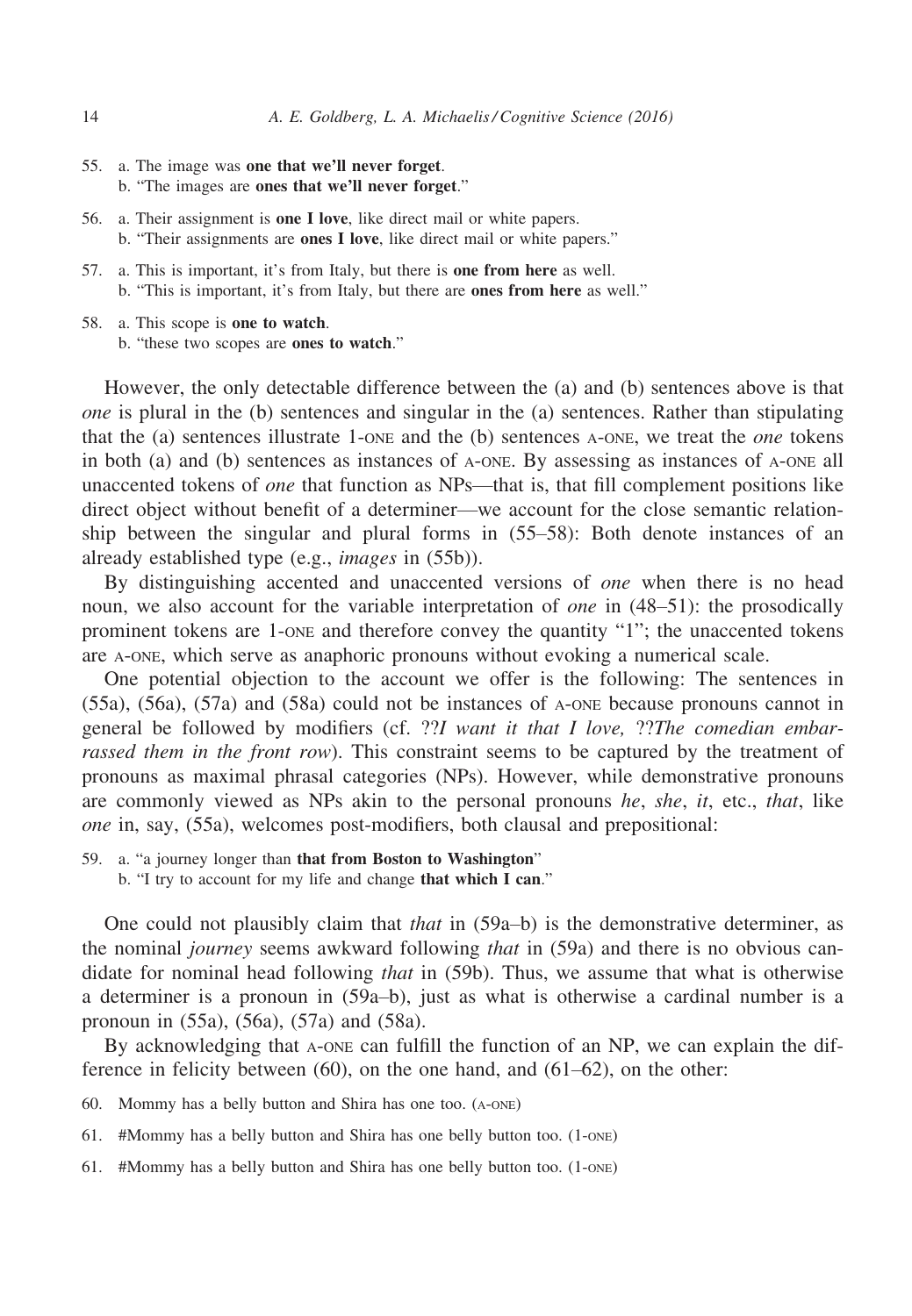55. a. The image was **one that we'll never forget**.
    b. "The images are **ones that we'll never forget**."

56. a. Their assignment is **one I love**, like direct mail or white papers.
    b. "Their assignments are **ones I love**, like direct mail or white papers."

57. a. This is important, it's from Italy, but there is **one from here** as well.
    b. "This is important, it's from Italy, but there are **ones from here** as well."

58. a. This scope is **one to watch**.
    b. "these two scopes are **ones to watch**."

However, the only detectable difference between the (a) and (b) sentences above is that *one* is plural in the (b) sentences and singular in the (a) sentences. Rather than stipulating that the (a) sentences illustrate 1-ONE and the (b) sentences A-ONE, we treat the *one* tokens in both (a) and (b) sentences as instances of A-ONE. By assessing as instances of A-ONE all unaccented tokens of *one* that function as NPs—that is, that fill complement positions like direct object without benefit of a determiner—we account for the close semantic relationship between the singular and plural forms in (55–58): Both denote instances of an already established type (e.g., *images* in (55b)).

By distinguishing accented and unaccented versions of *one* when there is no head noun, we also account for the variable interpretation of *one* in (48–51): the prosodically prominent tokens are 1-ONE and therefore convey the quantity "1"; the unaccented tokens are A-ONE, which serve as anaphoric pronouns without evoking a numerical scale.

One potential objection to the account we offer is the following: The sentences in (55a), (56a), (57a) and (58a) could not be instances of A-ONE because pronouns cannot in general be followed by modifiers (cf. ??*I want it that I love,* ??*The comedian embarrassed them in the front row*). This constraint seems to be captured by the treatment of pronouns as maximal phrasal categories (NPs). However, while demonstrative pronouns are commonly viewed as NPs akin to the personal pronouns *he*, *she*, *it*, etc., *that*, like *one* in, say, (55a), welcomes post-modifiers, both clausal and prepositional:

59. a. "a journey longer than **that from Boston to Washington**"
    b. "I try to account for my life and change **that which I can**."

One could not plausibly claim that *that* in (59a–b) is the demonstrative determiner, as the nominal *journey* seems awkward following *that* in (59a) and there is no obvious candidate for nominal head following *that* in (59b). Thus, we assume that what is otherwise a determiner is a pronoun in (59a–b), just as what is otherwise a cardinal number is a pronoun in (55a), (56a), (57a) and (58a).

By acknowledging that A-ONE can fulfill the function of an NP, we can explain the difference in felicity between (60), on the one hand, and (61–62), on the other:

60. Mommy has a belly button and Shira has one too. (A-ONE)

61. #Mommy has a belly button and Shira has one belly button too. (1-ONE)

61. #Mommy has a belly button and Shira has one belly button too. (1-ONE)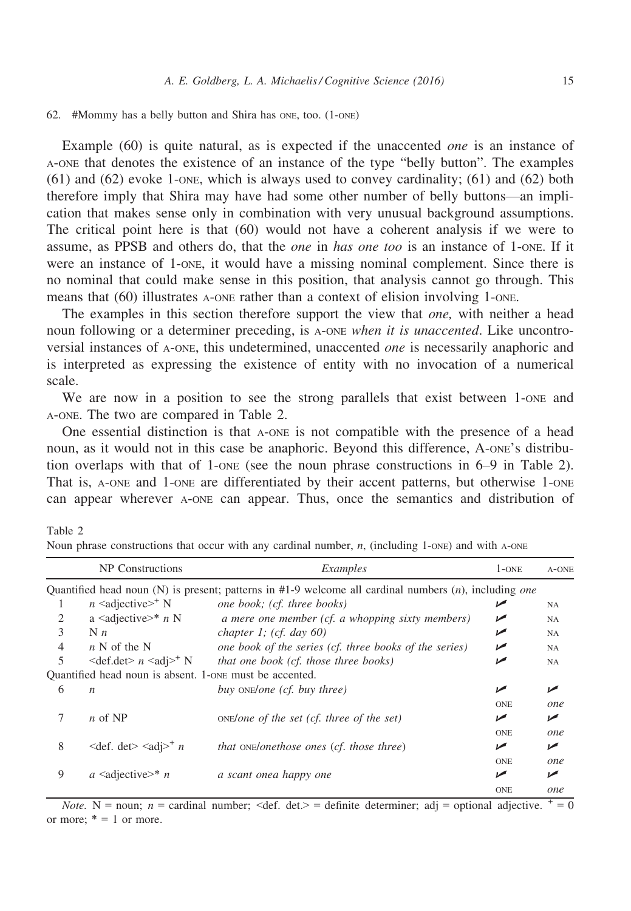62. #Mommy has a belly button and Shira has ONE, too. (1-ONE)

Example (60) is quite natural, as is expected if the unaccented *one* is an instance of A-ONE that denotes the existence of an instance of the type "belly button". The examples (61) and (62) evoke 1-ONE, which is always used to convey cardinality; (61) and (62) both therefore imply that Shira may have had some other number of belly buttons—an implication that makes sense only in combination with very unusual background assumptions. The critical point here is that (60) would not have a coherent analysis if we were to assume, as PPSB and others do, that the *one* in *has one too* is an instance of 1-ONE. If it were an instance of 1-ONE, it would have a missing nominal complement. Since there is no nominal that could make sense in this position, that analysis cannot go through. This means that (60) illustrates A-ONE rather than a context of elision involving 1-ONE.

The examples in this section therefore support the view that *one,* with neither a head noun following or a determiner preceding, is A-ONE *when it is unaccented*. Like uncontroversial instances of A-ONE, this undetermined, unaccented *one* is necessarily anaphoric and is interpreted as expressing the existence of entity with no invocation of a numerical scale.

We are now in a position to see the strong parallels that exist between 1-ONE and A-ONE. The two are compared in Table 2.

One essential distinction is that A-ONE is not compatible with the presence of a head noun, as it would not in this case be anaphoric. Beyond this difference, A-ONE's distribution overlaps with that of 1-ONE (see the noun phrase constructions in 6–9 in Table 2). That is, A-ONE and 1-ONE are differentiated by their accent patterns, but otherwise 1-ONE can appear wherever A-ONE can appear. Thus, once the semantics and distribution of

Table 2
Noun phrase constructions that occur with any cardinal number, *n*, (including 1-ONE) and with A-ONE

| | NP Constructions | *Examples* | 1-ONE | A-ONE |
|---|---|---|---|---|
| Quantified head noun (N) is present; patterns in #1-9 welcome all cardinal numbers (*n*), including *one* | | | | |
| 1 | *n* <adjective>⁺ N | *one book; (cf. three books)* | ✓ | NA |
| 2 | a <adjective>* *n* N | *a mere one member (cf. a whopping sixty members)* | ✓ | NA |
| 3 | N *n* | *chapter 1; (cf. day 60)* | ✓ | NA |
| 4 | *n* N of the N | *one book of the series (cf. three books of the series)* | ✓ | NA |
| 5 | <def.det> *n* <adj>⁺ N | *that one book (cf. those three books)* | ✓ | NA |
| Quantified head noun is absent. 1-ONE must be accented. | | | | |
| 6 | *n* | *buy* ONE/*one (cf. buy three)* | ✓ ONE | ✓ *one* |
| 7 | *n* of NP | ONE/*one of the set (cf. three of the set)* | ✓ ONE | ✓ *one* |
| 8 | <def. det> <adj>⁺ *n* | *that* ONE/*onethose ones* (*cf. those three*) | ✓ ONE | ✓ *one* |
| 9 | *a* <adjective>* *n* | *a scant onea happy one* | ✓ ONE | ✓ *one* |

*Note.* N = noun; *n* = cardinal number; <def. det.> = definite determiner; adj = optional adjective. ⁺ = 0 or more; * = 1 or more.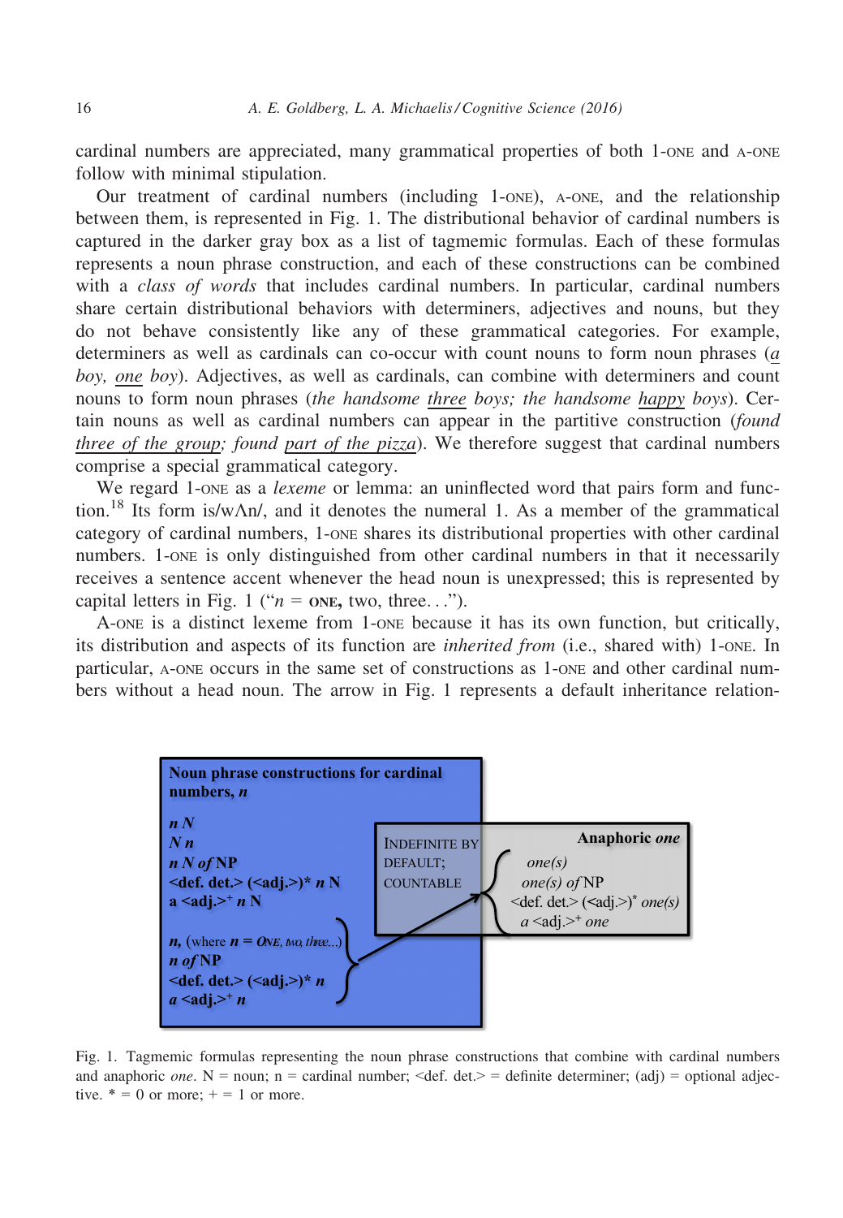cardinal numbers are appreciated, many grammatical properties of both 1-ONE and A-ONE follow with minimal stipulation.

Our treatment of cardinal numbers (including 1-ONE), A-ONE, and the relationship between them, is represented in Fig. 1. The distributional behavior of cardinal numbers is captured in the darker gray box as a list of tagmemic formulas. Each of these formulas represents a noun phrase construction, and each of these constructions can be combined with a *class of words* that includes cardinal numbers. In particular, cardinal numbers share certain distributional behaviors with determiners, adjectives and nouns, but they do not behave consistently like any of these grammatical categories. For example, determiners as well as cardinals can co-occur with count nouns to form noun phrases (*a boy, one boy*). Adjectives, as well as cardinals, can combine with determiners and count nouns to form noun phrases (*the handsome three boys; the handsome happy boys*). Certain nouns as well as cardinal numbers can appear in the partitive construction (*found three of the group; found part of the pizza*). We therefore suggest that cardinal numbers comprise a special grammatical category.

We regard 1-ONE as a *lexeme* or lemma: an uninflected word that pairs form and function.[18] Its form is/wʌn/, and it denotes the numeral 1. As a member of the grammatical category of cardinal numbers, 1-ONE shares its distributional properties with other cardinal numbers. 1-ONE is only distinguished from other cardinal numbers in that it necessarily receives a sentence accent whenever the head noun is unexpressed; this is represented by capital letters in Fig. 1 ("*n* = ONE, two, three…").

A-ONE is a distinct lexeme from 1-ONE because it has its own function, but critically, its distribution and aspects of its function are *inherited from* (i.e., shared with) 1-ONE. In particular, A-ONE occurs in the same set of constructions as 1-ONE and other cardinal numbers without a head noun. The arrow in Fig. 1 represents a default inheritance relation-

**Noun phrase constructions for cardinal numbers, *n***

- ***n* N**
- **N *n***
- ***n* N *of* NP**
- **<def. det.> (<adj.>)* *n* N**
- **a <adj.>⁺ *n* N**
- ***n***, (where ***n*** = ONE, two, three...)
- ***n of* NP**
- **<def. det.> (<adj.>)* *n***
- ***a* <adj.>⁺ *n***

INDEFINITE BY DEFAULT; COUNTABLE

**Anaphoric *one***

- *one(s)*
- *one(s) of* NP
- <def. det.> (<adj.>)* *one(s)*
- *a* <adj.>⁺ *one*

Fig. 1. Tagmemic formulas representing the noun phrase constructions that combine with cardinal numbers and anaphoric *one*. N = noun; n = cardinal number; <def. det.> = definite determiner; (adj) = optional adjective. * = 0 or more; + = 1 or more.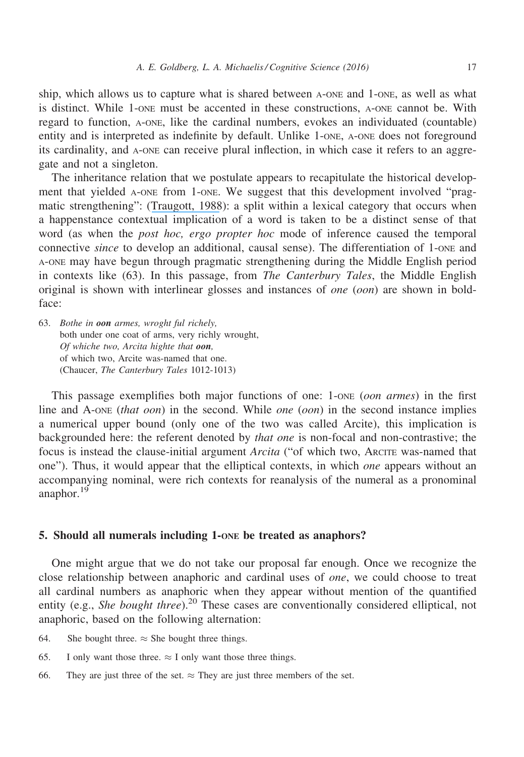ship, which allows us to capture what is shared between A-ONE and 1-ONE, as well as what is distinct. While 1-ONE must be accented in these constructions, A-ONE cannot be. With regard to function, A-ONE, like the cardinal numbers, evokes an individuated (countable) entity and is interpreted as indefinite by default. Unlike 1-ONE, A-ONE does not foreground its cardinality, and A-ONE can receive plural inflection, in which case it refers to an aggregate and not a singleton.

The inheritance relation that we postulate appears to recapitulate the historical development that yielded A-ONE from 1-ONE. We suggest that this development involved "pragmatic strengthening": (Traugott, 1988): a split within a lexical category that occurs when a happenstance contextual implication of a word is taken to be a distinct sense of that word (as when the *post hoc, ergo propter hoc* mode of inference caused the temporal connective *since* to develop an additional, causal sense). The differentiation of 1-ONE and A-ONE may have begun through pragmatic strengthening during the Middle English period in contexts like (63). In this passage, from *The Canterbury Tales*, the Middle English original is shown with interlinear glosses and instances of *one* (*oon*) are shown in boldface:

63. *Bothe in **oon** armes, wroght ful richely,*
    both under one coat of arms, very richly wrought,
    *Of whiche two, Arcita highte that **oon**,*
    of which two, Arcite was-named that one.
    (Chaucer, *The Canterbury Tales* 1012-1013)

This passage exemplifies both major functions of one: 1-ONE (*oon armes*) in the first line and A-ONE (*that oon*) in the second. While *one* (*oon*) in the second instance implies a numerical upper bound (only one of the two was called Arcite), this implication is backgrounded here: the referent denoted by *that one* is non-focal and non-contrastive; the focus is instead the clause-initial argument *Arcita* ("of which two, ARCITE was-named that one"). Thus, it would appear that the elliptical contexts, in which *one* appears without an accompanying nominal, were rich contexts for reanalysis of the numeral as a pronominal anaphor.[19]

## 5. Should all numerals including 1-ONE be treated as anaphors?

One might argue that we do not take our proposal far enough. Once we recognize the close relationship between anaphoric and cardinal uses of *one*, we could choose to treat all cardinal numbers as anaphoric when they appear without mention of the quantified entity (e.g., *She bought three*).[20] These cases are conventionally considered elliptical, not anaphoric, based on the following alternation:

64. She bought three. ≈ She bought three things.

65. I only want those three. ≈ I only want those three things.

66. They are just three of the set. ≈ They are just three members of the set.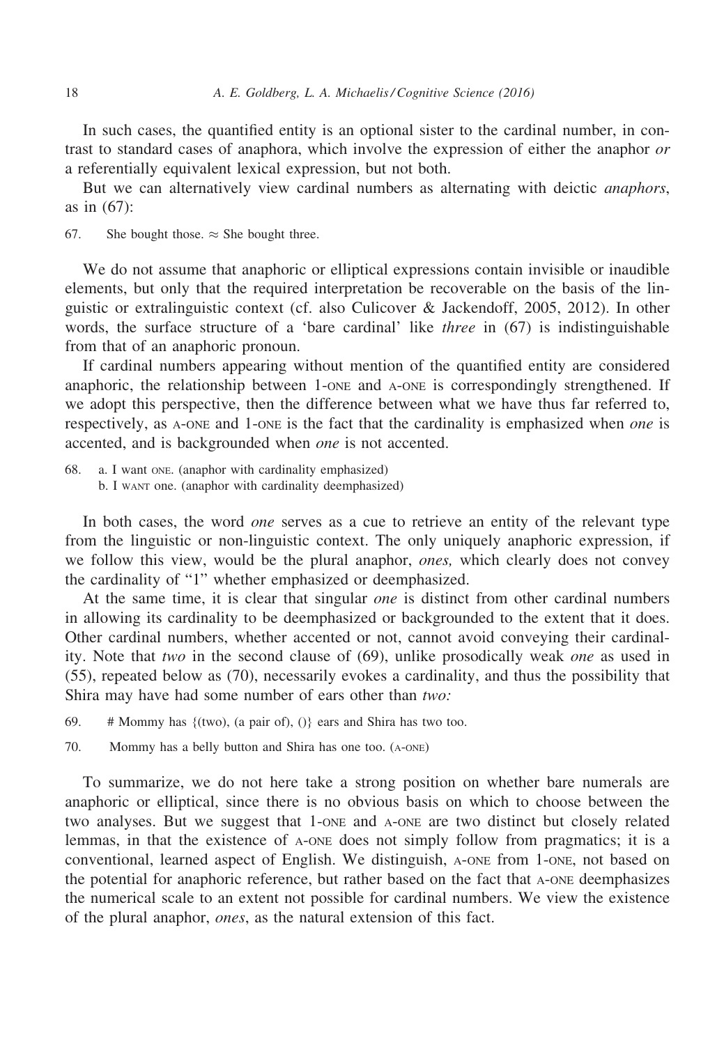In such cases, the quantified entity is an optional sister to the cardinal number, in contrast to standard cases of anaphora, which involve the expression of either the anaphor *or* a referentially equivalent lexical expression, but not both.

But we can alternatively view cardinal numbers as alternating with deictic *anaphors*, as in (67):

67. She bought those. ≈ She bought three.

We do not assume that anaphoric or elliptical expressions contain invisible or inaudible elements, but only that the required interpretation be recoverable on the basis of the linguistic or extralinguistic context (cf. also Culicover & Jackendoff, 2005, 2012). In other words, the surface structure of a 'bare cardinal' like *three* in (67) is indistinguishable from that of an anaphoric pronoun.

If cardinal numbers appearing without mention of the quantified entity are considered anaphoric, the relationship between 1-ONE and A-ONE is correspondingly strengthened. If we adopt this perspective, then the difference between what we have thus far referred to, respectively, as A-ONE and 1-ONE is the fact that the cardinality is emphasized when *one* is accented, and is backgrounded when *one* is not accented.

68. a. I want ONE. (anaphor with cardinality emphasized)
    b. I WANT one. (anaphor with cardinality deemphasized)

In both cases, the word *one* serves as a cue to retrieve an entity of the relevant type from the linguistic or non-linguistic context. The only uniquely anaphoric expression, if we follow this view, would be the plural anaphor, *ones,* which clearly does not convey the cardinality of "1" whether emphasized or deemphasized.

At the same time, it is clear that singular *one* is distinct from other cardinal numbers in allowing its cardinality to be deemphasized or backgrounded to the extent that it does. Other cardinal numbers, whether accented or not, cannot avoid conveying their cardinality. Note that *two* in the second clause of (69), unlike prosodically weak *one* as used in (55), repeated below as (70), necessarily evokes a cardinality, and thus the possibility that Shira may have had some number of ears other than *two:*

69. # Mommy has {(two), (a pair of), ()} ears and Shira has two too.

70. Mommy has a belly button and Shira has one too. (A-ONE)

To summarize, we do not here take a strong position on whether bare numerals are anaphoric or elliptical, since there is no obvious basis on which to choose between the two analyses. But we suggest that 1-ONE and A-ONE are two distinct but closely related lemmas, in that the existence of A-ONE does not simply follow from pragmatics; it is a conventional, learned aspect of English. We distinguish, A-ONE from 1-ONE, not based on the potential for anaphoric reference, but rather based on the fact that A-ONE deemphasizes the numerical scale to an extent not possible for cardinal numbers. We view the existence of the plural anaphor, *ones*, as the natural extension of this fact.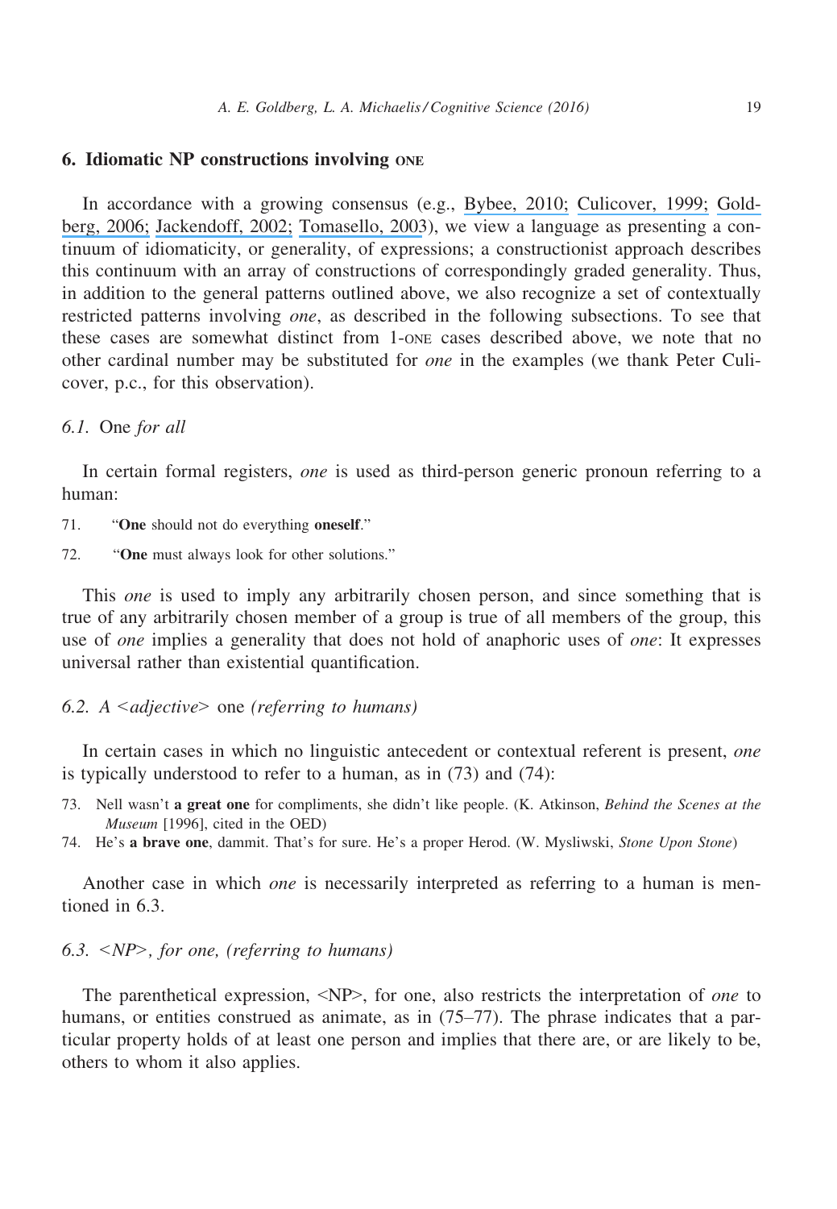## 6. Idiomatic NP constructions involving ONE

In accordance with a growing consensus (e.g., Bybee, 2010; Culicover, 1999; Goldberg, 2006; Jackendoff, 2002; Tomasello, 2003), we view a language as presenting a continuum of idiomaticity, or generality, of expressions; a constructionist approach describes this continuum with an array of constructions of correspondingly graded generality. Thus, in addition to the general patterns outlined above, we also recognize a set of contextually restricted patterns involving *one*, as described in the following subsections. To see that these cases are somewhat distinct from 1-ONE cases described above, we note that no other cardinal number may be substituted for *one* in the examples (we thank Peter Culicover, p.c., for this observation).

### 6.1. One *for all*

In certain formal registers, *one* is used as third-person generic pronoun referring to a human:

71. "**One** should not do everything **oneself**."

72. "**One** must always look for other solutions."

This *one* is used to imply any arbitrarily chosen person, and since something that is true of any arbitrarily chosen member of a group is true of all members of the group, this use of *one* implies a generality that does not hold of anaphoric uses of *one*: It expresses universal rather than existential quantification.

### 6.2. *A <adjective>* one *(referring to humans)*

In certain cases in which no linguistic antecedent or contextual referent is present, *one* is typically understood to refer to a human, as in (73) and (74):

73. Nell wasn't **a great one** for compliments, she didn't like people. (K. Atkinson, *Behind the Scenes at the Museum* [1996], cited in the OED)

74. He's **a brave one**, dammit. That's for sure. He's a proper Herod. (W. Mysliwski, *Stone Upon Stone*)

Another case in which *one* is necessarily interpreted as referring to a human is mentioned in 6.3.

### 6.3. *<NP>, for one, (referring to humans)*

The parenthetical expression, <NP>, for one, also restricts the interpretation of *one* to humans, or entities construed as animate, as in (75–77). The phrase indicates that a particular property holds of at least one person and implies that there are, or are likely to be, others to whom it also applies.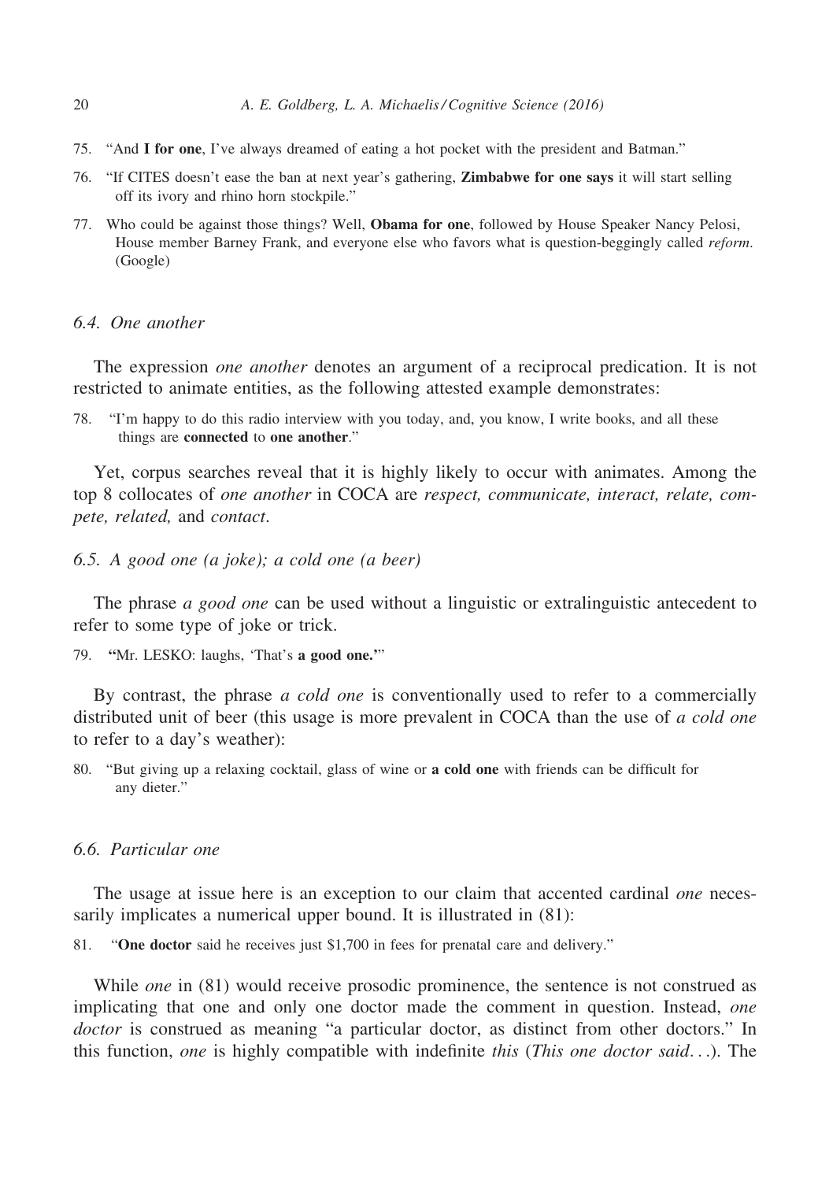75. "And **I for one**, I've always dreamed of eating a hot pocket with the president and Batman."

76. "If CITES doesn't ease the ban at next year's gathering, **Zimbabwe for one says** it will start selling off its ivory and rhino horn stockpile."

77. Who could be against those things? Well, **Obama for one**, followed by House Speaker Nancy Pelosi, House member Barney Frank, and everyone else who favors what is question-beggingly called *reform*. (Google)

### 6.4. One another

The expression *one another* denotes an argument of a reciprocal predication. It is not restricted to animate entities, as the following attested example demonstrates:

78. "I'm happy to do this radio interview with you today, and, you know, I write books, and all these things are **connected** to **one another**."

Yet, corpus searches reveal that it is highly likely to occur with animates. Among the top 8 collocates of *one another* in COCA are *respect, communicate, interact, relate, compete, related,* and *contact*.

### 6.5. A good one (a joke); a cold one (a beer)

The phrase *a good one* can be used without a linguistic or extralinguistic antecedent to refer to some type of joke or trick.

79. **"**Mr. LESKO: laughs, 'That's **a good one.'**"

By contrast, the phrase *a cold one* is conventionally used to refer to a commercially distributed unit of beer (this usage is more prevalent in COCA than the use of *a cold one* to refer to a day's weather):

80. "But giving up a relaxing cocktail, glass of wine or **a cold one** with friends can be difficult for any dieter."

### 6.6. Particular one

The usage at issue here is an exception to our claim that accented cardinal *one* necessarily implicates a numerical upper bound. It is illustrated in (81):

81. "**One doctor** said he receives just $1,700 in fees for prenatal care and delivery."

While *one* in (81) would receive prosodic prominence, the sentence is not construed as implicating that one and only one doctor made the comment in question. Instead, *one doctor* is construed as meaning "a particular doctor, as distinct from other doctors." In this function, *one* is highly compatible with indefinite *this* (*This one doctor said*…). The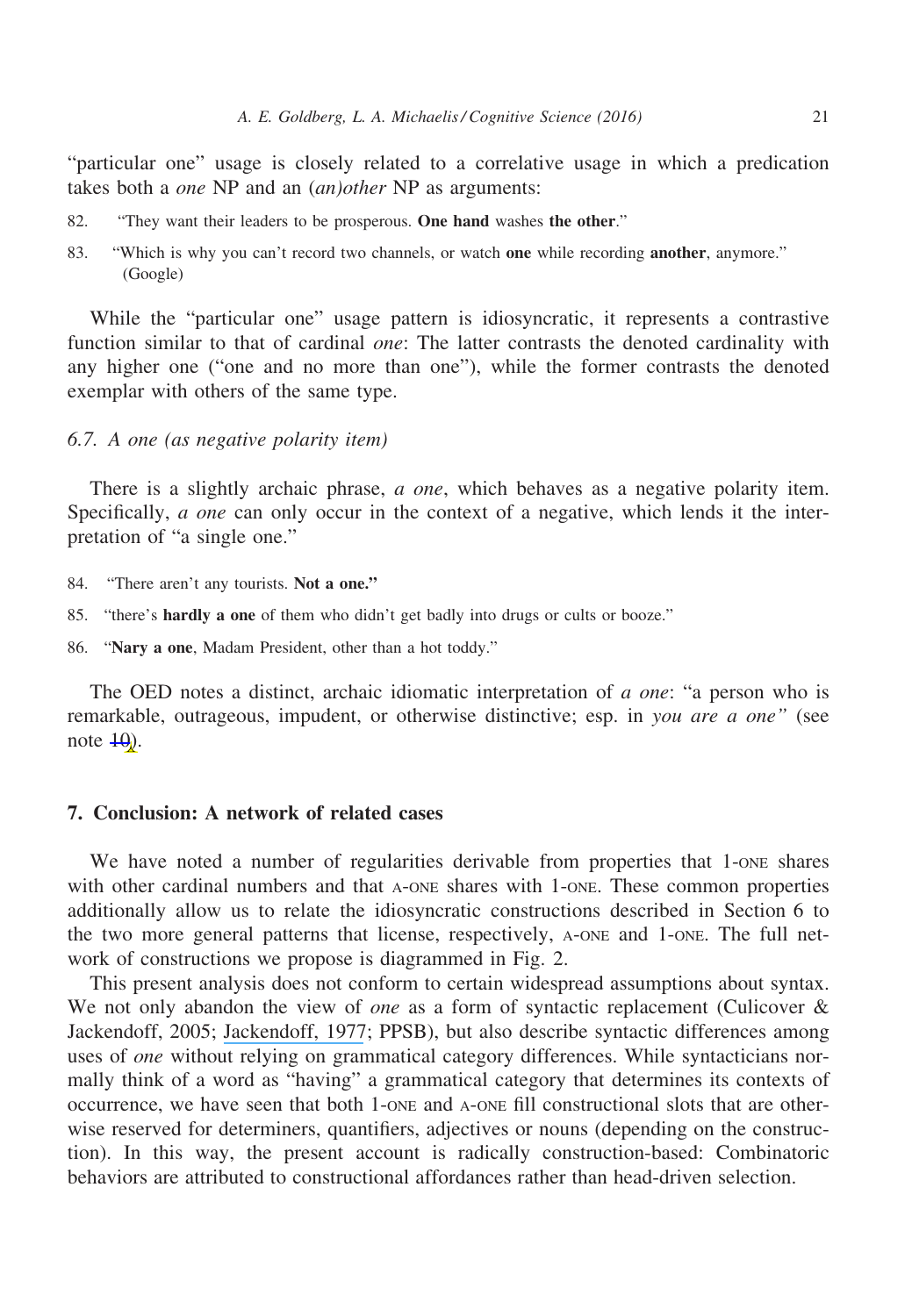"particular one" usage is closely related to a correlative usage in which a predication takes both a *one* NP and an *(an)other* NP as arguments:

82. "They want their leaders to be prosperous. **One hand** washes **the other**."

83. "Which is why you can't record two channels, or watch **one** while recording **another**, anymore." (Google)

While the "particular one" usage pattern is idiosyncratic, it represents a contrastive function similar to that of cardinal *one*: The latter contrasts the denoted cardinality with any higher one ("one and no more than one"), while the former contrasts the denoted exemplar with others of the same type.

### 6.7. *A one (as negative polarity item)*

There is a slightly archaic phrase, *a one*, which behaves as a negative polarity item. Specifically, *a one* can only occur in the context of a negative, which lends it the interpretation of "a single one."

84. "There aren't any tourists. **Not a one.**"

85. "there's **hardly a one** of them who didn't get badly into drugs or cults or booze."

86. "**Nary a one**, Madam President, other than a hot toddy."

The OED notes a distinct, archaic idiomatic interpretation of *a one*: "a person who is remarkable, outrageous, impudent, or otherwise distinctive; esp. in *you are a one"* (see note 10).

## 7. Conclusion: A network of related cases

We have noted a number of regularities derivable from properties that 1-ONE shares with other cardinal numbers and that A-ONE shares with 1-ONE. These common properties additionally allow us to relate the idiosyncratic constructions described in Section 6 to the two more general patterns that license, respectively, A-ONE and 1-ONE. The full network of constructions we propose is diagrammed in Fig. 2.

This present analysis does not conform to certain widespread assumptions about syntax. We not only abandon the view of *one* as a form of syntactic replacement (Culicover & Jackendoff, 2005; Jackendoff, 1977; PPSB), but also describe syntactic differences among uses of *one* without relying on grammatical category differences. While syntacticians normally think of a word as "having" a grammatical category that determines its contexts of occurrence, we have seen that both 1-ONE and A-ONE fill constructional slots that are otherwise reserved for determiners, quantifiers, adjectives or nouns (depending on the construction). In this way, the present account is radically construction-based: Combinatoric behaviors are attributed to constructional affordances rather than head-driven selection.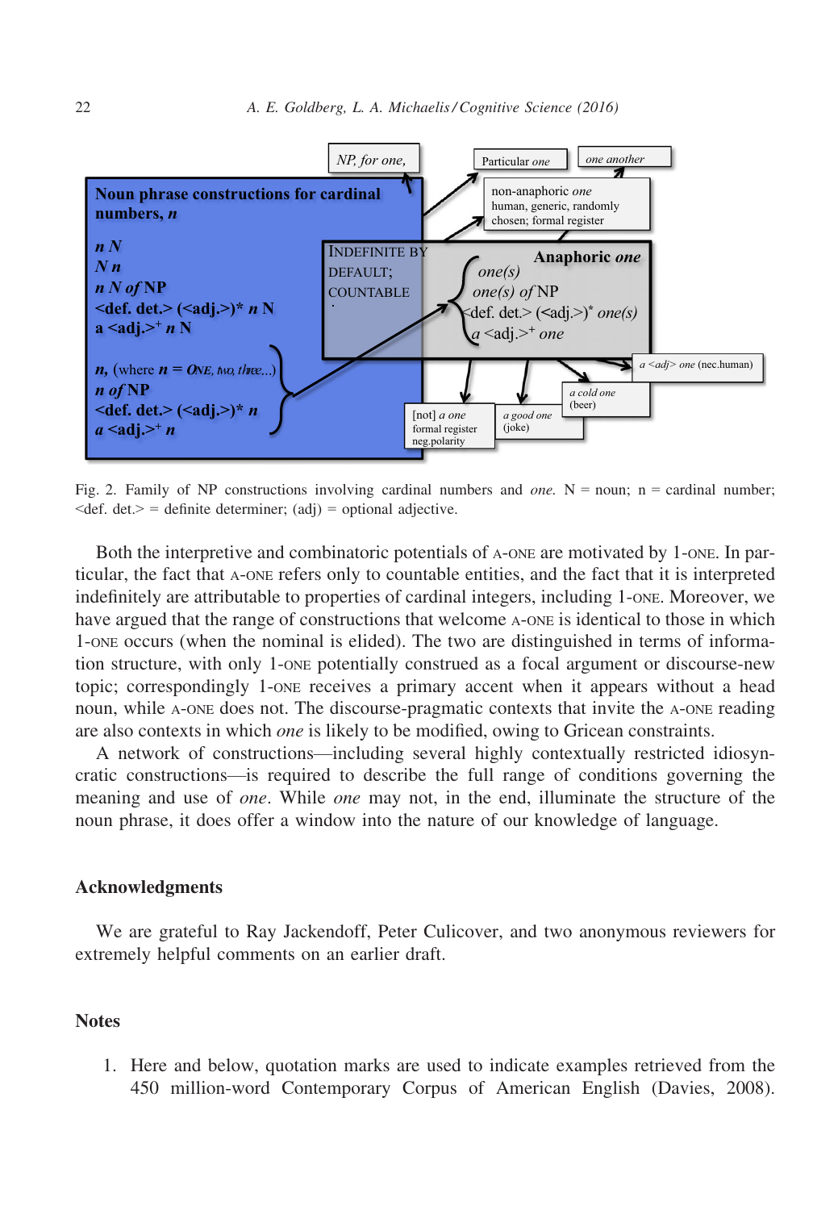**Noun phrase constructions for cardinal numbers, *n***

*n* N
N *n*
*n* N *of* NP
<def. det.> (<adj.>)* *n* N
a <adj.>+ *n* N

*n*, (where *n* = ONE, *two*, *three*...)
*n of* NP
<def. det.> (<adj.>)* *n*
*a* <adj.>+ *n*

INDEFINITE BY DEFAULT; COUNTABLE

**Anaphoric *one***
*one(s)*
*one(s) of* NP
<def. det.> (<adj.>)* *one(s)*
*a* <adj.>+ *one*

*NP, for one,*

Particular *one*

*one another*

non-anaphoric *one*
human, generic, randomly chosen; formal register

*a* <*adj*> *one* (nec.human)

*a cold one* (beer)

*a good one* (joke)

[not] *a one*
formal register
neg.polarity

Fig. 2. Family of NP constructions involving cardinal numbers and *one.* N = noun; n = cardinal number; <def. det.> = definite determiner; (adj) = optional adjective.

Both the interpretive and combinatoric potentials of A-ONE are motivated by 1-ONE. In particular, the fact that A-ONE refers only to countable entities, and the fact that it is interpreted indefinitely are attributable to properties of cardinal integers, including 1-ONE. Moreover, we have argued that the range of constructions that welcome A-ONE is identical to those in which 1-ONE occurs (when the nominal is elided). The two are distinguished in terms of information structure, with only 1-ONE potentially construed as a focal argument or discourse-new topic; correspondingly 1-ONE receives a primary accent when it appears without a head noun, while A-ONE does not. The discourse-pragmatic contexts that invite the A-ONE reading are also contexts in which *one* is likely to be modified, owing to Gricean constraints.

A network of constructions—including several highly contextually restricted idiosyncratic constructions—is required to describe the full range of conditions governing the meaning and use of *one*. While *one* may not, in the end, illuminate the structure of the noun phrase, it does offer a window into the nature of our knowledge of language.

## Acknowledgments

We are grateful to Ray Jackendoff, Peter Culicover, and two anonymous reviewers for extremely helpful comments on an earlier draft.

## Notes

1. Here and below, quotation marks are used to indicate examples retrieved from the 450 million-word Contemporary Corpus of American English (Davies, 2008).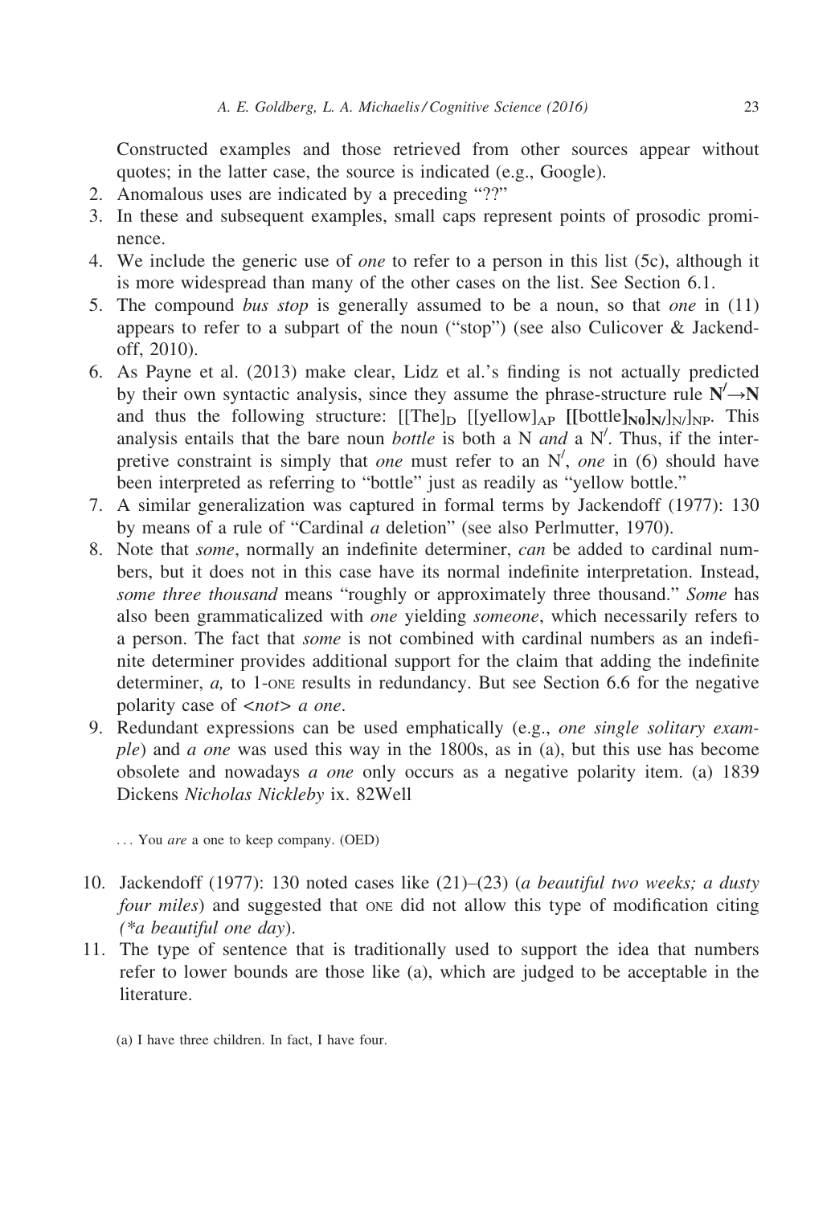Constructed examples and those retrieved from other sources appear without quotes; in the latter case, the source is indicated (e.g., Google).

2. Anomalous uses are indicated by a preceding "??"
3. In these and subsequent examples, small caps represent points of prosodic prominence.
4. We include the generic use of *one* to refer to a person in this list (5c), although it is more widespread than many of the other cases on the list. See Section 6.1.
5. The compound *bus stop* is generally assumed to be a noun, so that *one* in (11) appears to refer to a subpart of the noun ("stop") (see also Culicover & Jackendoff, 2010).
6. As Payne et al. (2013) make clear, Lidz et al.'s finding is not actually predicted by their own syntactic analysis, since they assume the phrase-structure rule $\mathbf{N'} \rightarrow \mathbf{N}$ and thus the following structure: $[[\text{The}]_{\text{D}}\ [[\text{yellow}]_{\text{AP}}\ \mathbf{[[\text{bottle}]_{N0}]_{N'}}]_{N'}]_{\text{NP}}$. This analysis entails that the bare noun *bottle* is both a N *and* a N$'$. Thus, if the interpretive constraint is simply that *one* must refer to an N$'$, *one* in (6) should have been interpreted as referring to "bottle" just as readily as "yellow bottle."
7. A similar generalization was captured in formal terms by Jackendoff (1977): 130 by means of a rule of "Cardinal *a* deletion" (see also Perlmutter, 1970).
8. Note that *some*, normally an indefinite determiner, *can* be added to cardinal numbers, but it does not in this case have its normal indefinite interpretation. Instead, *some three thousand* means "roughly or approximately three thousand." *Some* has also been grammaticalized with *one* yielding *someone*, which necessarily refers to a person. The fact that *some* is not combined with cardinal numbers as an indefinite determiner provides additional support for the claim that adding the indefinite determiner, *a,* to 1-ONE results in redundancy. But see Section 6.6 for the negative polarity case of <*not*> *a one*.
9. Redundant expressions can be used emphatically (e.g., *one single solitary example*) and *a one* was used this way in the 1800s, as in (a), but this use has become obsolete and nowadays *a one* only occurs as a negative polarity item. (a) 1839 Dickens *Nicholas Nickleby* ix. 82Well

   . . . You *are* a one to keep company. (OED)

10. Jackendoff (1977): 130 noted cases like (21)–(23) (*a beautiful two weeks; a dusty four miles*) and suggested that ONE did not allow this type of modification citing (*\*a beautiful one day*).
11. The type of sentence that is traditionally used to support the idea that numbers refer to lower bounds are those like (a), which are judged to be acceptable in the literature.

   (a) I have three children. In fact, I have four.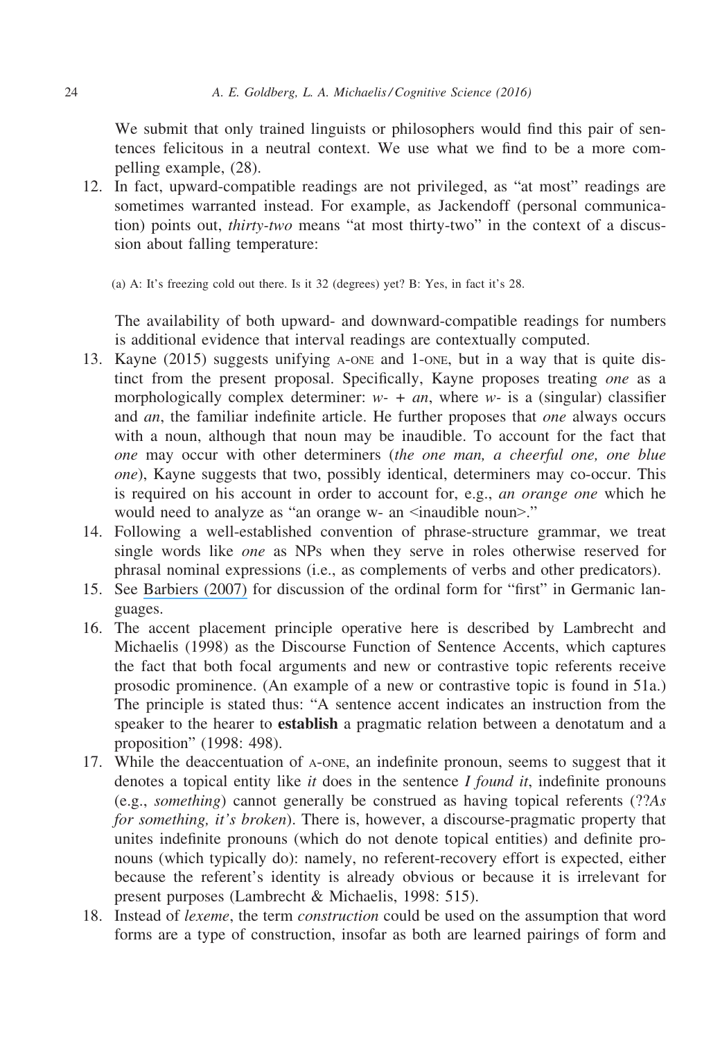We submit that only trained linguists or philosophers would find this pair of sentences felicitous in a neutral context. We use what we find to be a more compelling example, (28).

12. In fact, upward-compatible readings are not privileged, as "at most" readings are sometimes warranted instead. For example, as Jackendoff (personal communication) points out, *thirty-two* means "at most thirty-two" in the context of a discussion about falling temperature:

    (a) A: It's freezing cold out there. Is it 32 (degrees) yet? B: Yes, in fact it's 28.

    The availability of both upward- and downward-compatible readings for numbers is additional evidence that interval readings are contextually computed.
13. Kayne (2015) suggests unifying A-ONE and 1-ONE, but in a way that is quite distinct from the present proposal. Specifically, Kayne proposes treating *one* as a morphologically complex determiner: *w-* + *an*, where *w-* is a (singular) classifier and *an*, the familiar indefinite article. He further proposes that *one* always occurs with a noun, although that noun may be inaudible. To account for the fact that *one* may occur with other determiners (*the one man, a cheerful one, one blue one*), Kayne suggests that two, possibly identical, determiners may co-occur. This is required on his account in order to account for, e.g., *an orange one* which he would need to analyze as "an orange w- an <inaudible noun>."
14. Following a well-established convention of phrase-structure grammar, we treat single words like *one* as NPs when they serve in roles otherwise reserved for phrasal nominal expressions (i.e., as complements of verbs and other predicators).
15. See Barbiers (2007) for discussion of the ordinal form for "first" in Germanic languages.
16. The accent placement principle operative here is described by Lambrecht and Michaelis (1998) as the Discourse Function of Sentence Accents, which captures the fact that both focal arguments and new or contrastive topic referents receive prosodic prominence. (An example of a new or contrastive topic is found in 51a.) The principle is stated thus: "A sentence accent indicates an instruction from the speaker to the hearer to **establish** a pragmatic relation between a denotatum and a proposition" (1998: 498).
17. While the deaccentuation of A-ONE, an indefinite pronoun, seems to suggest that it denotes a topical entity like *it* does in the sentence *I found it*, indefinite pronouns (e.g., *something*) cannot generally be construed as having topical referents (??*As for something, it's broken*). There is, however, a discourse-pragmatic property that unites indefinite pronouns (which do not denote topical entities) and definite pronouns (which typically do): namely, no referent-recovery effort is expected, either because the referent's identity is already obvious or because it is irrelevant for present purposes (Lambrecht & Michaelis, 1998: 515).
18. Instead of *lexeme*, the term *construction* could be used on the assumption that word forms are a type of construction, insofar as both are learned pairings of form and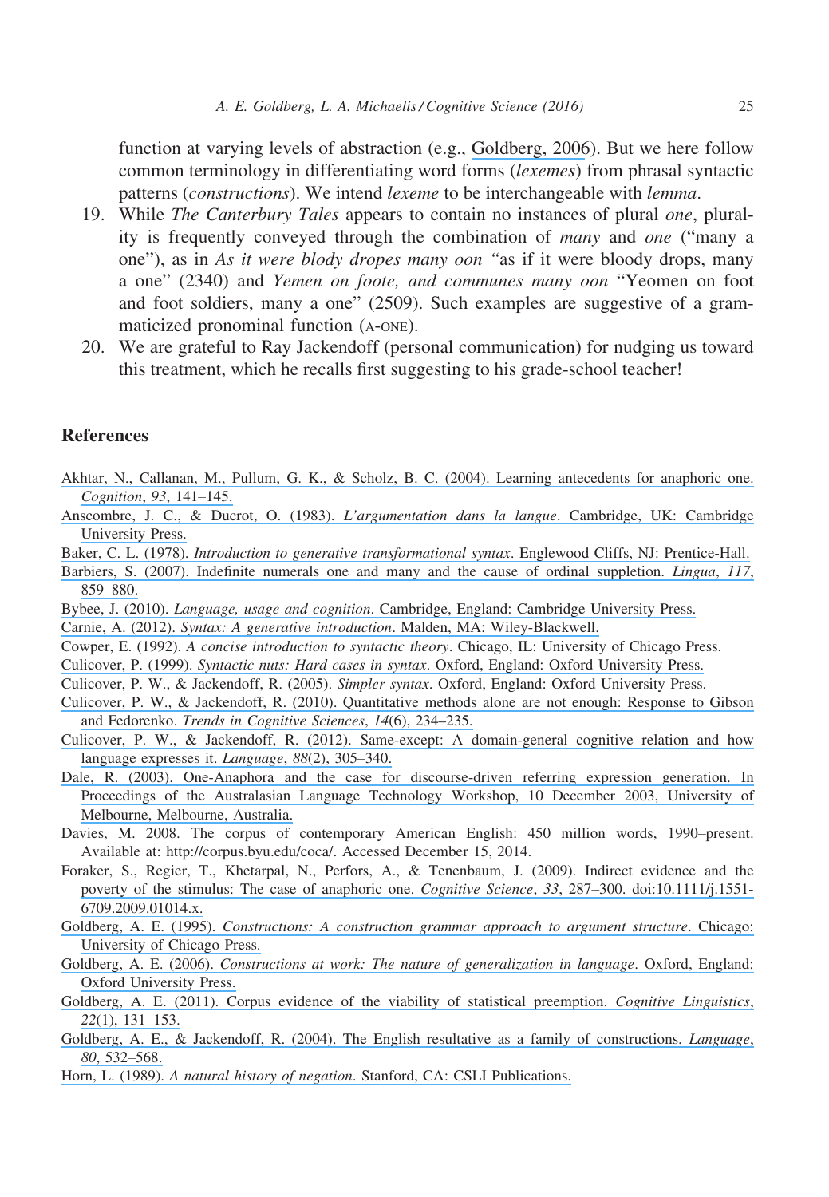function at varying levels of abstraction (e.g., Goldberg, 2006). But we here follow common terminology in differentiating word forms (*lexemes*) from phrasal syntactic patterns (*constructions*). We intend *lexeme* to be interchangeable with *lemma*.

19. While *The Canterbury Tales* appears to contain no instances of plural *one*, plurality is frequently conveyed through the combination of *many* and *one* ("many a one"), as in *As it were blody dropes many oon* "as if it were bloody drops, many a one" (2340) and *Yemen on foote, and communes many oon* "Yeomen on foot and foot soldiers, many a one" (2509). Such examples are suggestive of a grammaticized pronominal function (A-ONE).
20. We are grateful to Ray Jackendoff (personal communication) for nudging us toward this treatment, which he recalls first suggesting to his grade-school teacher!

## References

Akhtar, N., Callanan, M., Pullum, G. K., & Scholz, B. C. (2004). Learning antecedents for anaphoric one. *Cognition*, *93*, 141–145.

Anscombre, J. C., & Ducrot, O. (1983). *L'argumentation dans la langue*. Cambridge, UK: Cambridge University Press.

Baker, C. L. (1978). *Introduction to generative transformational syntax*. Englewood Cliffs, NJ: Prentice-Hall.

Barbiers, S. (2007). Indefinite numerals one and many and the cause of ordinal suppletion. *Lingua*, *117*, 859–880.

Bybee, J. (2010). *Language, usage and cognition*. Cambridge, England: Cambridge University Press.

Carnie, A. (2012). *Syntax: A generative introduction*. Malden, MA: Wiley-Blackwell.

Cowper, E. (1992). *A concise introduction to syntactic theory*. Chicago, IL: University of Chicago Press.

Culicover, P. (1999). *Syntactic nuts: Hard cases in syntax*. Oxford, England: Oxford University Press.

Culicover, P. W., & Jackendoff, R. (2005). *Simpler syntax*. Oxford, England: Oxford University Press.

Culicover, P. W., & Jackendoff, R. (2010). Quantitative methods alone are not enough: Response to Gibson and Fedorenko. *Trends in Cognitive Sciences*, *14*(6), 234–235.

Culicover, P. W., & Jackendoff, R. (2012). Same-except: A domain-general cognitive relation and how language expresses it. *Language*, *88*(2), 305–340.

Dale, R. (2003). One-Anaphora and the case for discourse-driven referring expression generation. In Proceedings of the Australasian Language Technology Workshop, 10 December 2003, University of Melbourne, Melbourne, Australia.

Davies, M. 2008. The corpus of contemporary American English: 450 million words, 1990–present. Available at: http://corpus.byu.edu/coca/. Accessed December 15, 2014.

Foraker, S., Regier, T., Khetarpal, N., Perfors, A., & Tenenbaum, J. (2009). Indirect evidence and the poverty of the stimulus: The case of anaphoric one. *Cognitive Science*, *33*, 287–300. doi:10.1111/j.1551-6709.2009.01014.x.

Goldberg, A. E. (1995). *Constructions: A construction grammar approach to argument structure*. Chicago: University of Chicago Press.

Goldberg, A. E. (2006). *Constructions at work: The nature of generalization in language*. Oxford, England: Oxford University Press.

Goldberg, A. E. (2011). Corpus evidence of the viability of statistical preemption. *Cognitive Linguistics*, *22*(1), 131–153.

Goldberg, A. E., & Jackendoff, R. (2004). The English resultative as a family of constructions. *Language*, *80*, 532–568.

Horn, L. (1989). *A natural history of negation*. Stanford, CA: CSLI Publications.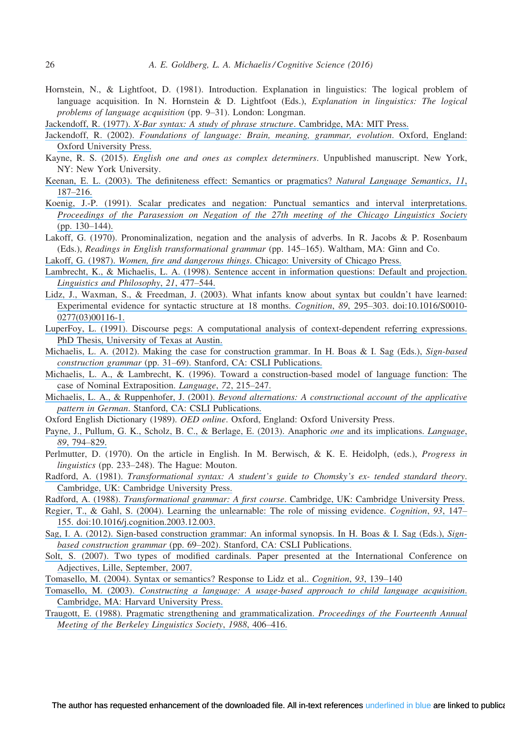Hornstein, N., & Lightfoot, D. (1981). Introduction. Explanation in linguistics: The logical problem of language acquisition. In N. Hornstein & D. Lightfoot (Eds.), *Explanation in linguistics: The logical problems of language acquisition* (pp. 9–31). London: Longman.

Jackendoff, R. (1977). *X-Bar syntax: A study of phrase structure*. Cambridge, MA: MIT Press.

Jackendoff, R. (2002). *Foundations of language: Brain, meaning, grammar, evolution*. Oxford, England: Oxford University Press.

Kayne, R. S. (2015). *English one and ones as complex determiners*. Unpublished manuscript. New York, NY: New York University.

Keenan, E. L. (2003). The definiteness effect: Semantics or pragmatics? *Natural Language Semantics*, *11*, 187–216.

Koenig, J.-P. (1991). Scalar predicates and negation: Punctual semantics and interval interpretations. *Proceedings of the Parasession on Negation of the 27th meeting of the Chicago Linguistics Society* (pp. 130–144).

Lakoff, G. (1970). Pronominalization, negation and the analysis of adverbs. In R. Jacobs & P. Rosenbaum (Eds.), *Readings in English transformational grammar* (pp. 145–165). Waltham, MA: Ginn and Co.

Lakoff, G. (1987). *Women, fire and dangerous things*. Chicago: University of Chicago Press.

Lambrecht, K., & Michaelis, L. A. (1998). Sentence accent in information questions: Default and projection. *Linguistics and Philosophy*, *21*, 477–544.

Lidz, J., Waxman, S., & Freedman, J. (2003). What infants know about syntax but couldn't have learned: Experimental evidence for syntactic structure at 18 months. *Cognition*, *89*, 295–303. doi:10.1016/S0010-0277(03)00116-1.

LuperFoy, L. (1991). Discourse pegs: A computational analysis of context-dependent referring expressions. PhD Thesis, University of Texas at Austin.

Michaelis, L. A. (2012). Making the case for construction grammar. In H. Boas & I. Sag (Eds.), *Sign-based construction grammar* (pp. 31–69). Stanford, CA: CSLI Publications.

Michaelis, L. A., & Lambrecht, K. (1996). Toward a construction-based model of language function: The case of Nominal Extraposition. *Language*, *72*, 215–247.

Michaelis, L. A., & Ruppenhofer, J. (2001). *Beyond alternations: A constructional account of the applicative pattern in German*. Stanford, CA: CSLI Publications.

Oxford English Dictionary (1989). *OED online*. Oxford, England: Oxford University Press.

Payne, J., Pullum, G. K., Scholz, B. C., & Berlage, E. (2013). Anaphoric *one* and its implications. *Language*, *89*, 794–829.

Perlmutter, D. (1970). On the article in English. In M. Berwisch, & K. E. Heidolph, (eds.), *Progress in linguistics* (pp. 233–248). The Hague: Mouton.

Radford, A. (1981). *Transformational syntax: A student's guide to Chomsky's ex- tended standard theory*. Cambridge, UK: Cambridge University Press.

Radford, A. (1988). *Transformational grammar: A first course*. Cambridge, UK: Cambridge University Press.

Regier, T., & Gahl, S. (2004). Learning the unlearnable: The role of missing evidence. *Cognition*, *93*, 147–155. doi:10.1016/j.cognition.2003.12.003.

Sag, I. A. (2012). Sign-based construction grammar: An informal synopsis. In H. Boas & I. Sag (Eds.), *Sign-based construction grammar* (pp. 69–202). Stanford, CA: CSLI Publications.

Solt, S. (2007). Two types of modified cardinals. Paper presented at the International Conference on Adjectives, Lille, September, 2007.

Tomasello, M. (2004). Syntax or semantics? Response to Lidz et al.. *Cognition*, *93*, 139–140

Tomasello, M. (2003). *Constructing a language: A usage-based approach to child language acquisition*. Cambridge, MA: Harvard University Press.

Traugott, E. (1988). Pragmatic strengthening and grammaticalization. *Proceedings of the Fourteenth Annual Meeting of the Berkeley Linguistics Society*, *1988*, 406–416.